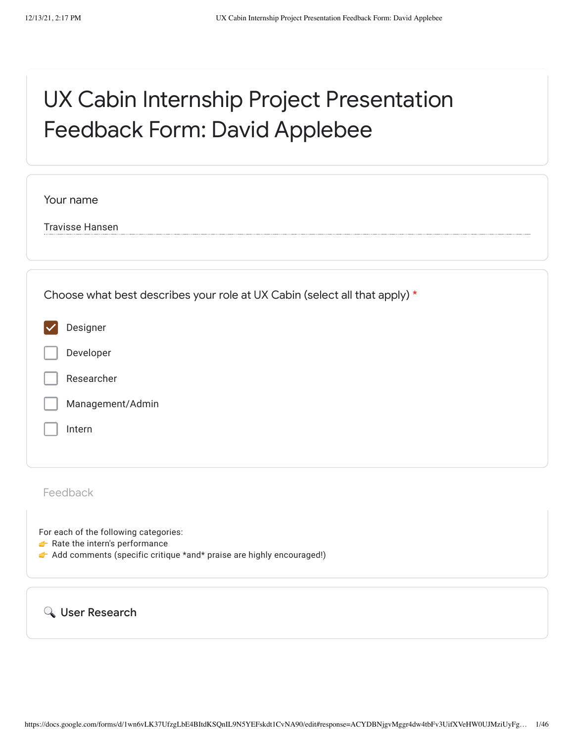# UX Cabin Internship Project Presentation Feedback Form: David Applebee

Your name

Travisse Hansen

Choose what best describes your role at UX Cabin (select all that apply) *

- [x] Designer
- [ ] Developer
- [ ] Researcher
- [ ] Management/Admin
- [ ] Intern

## Feedback

For each of the following categories:
👉 Rate the intern's performance
👉 Add comments (specific critique *and* praise are highly encouraged!)

## 🔍 User Research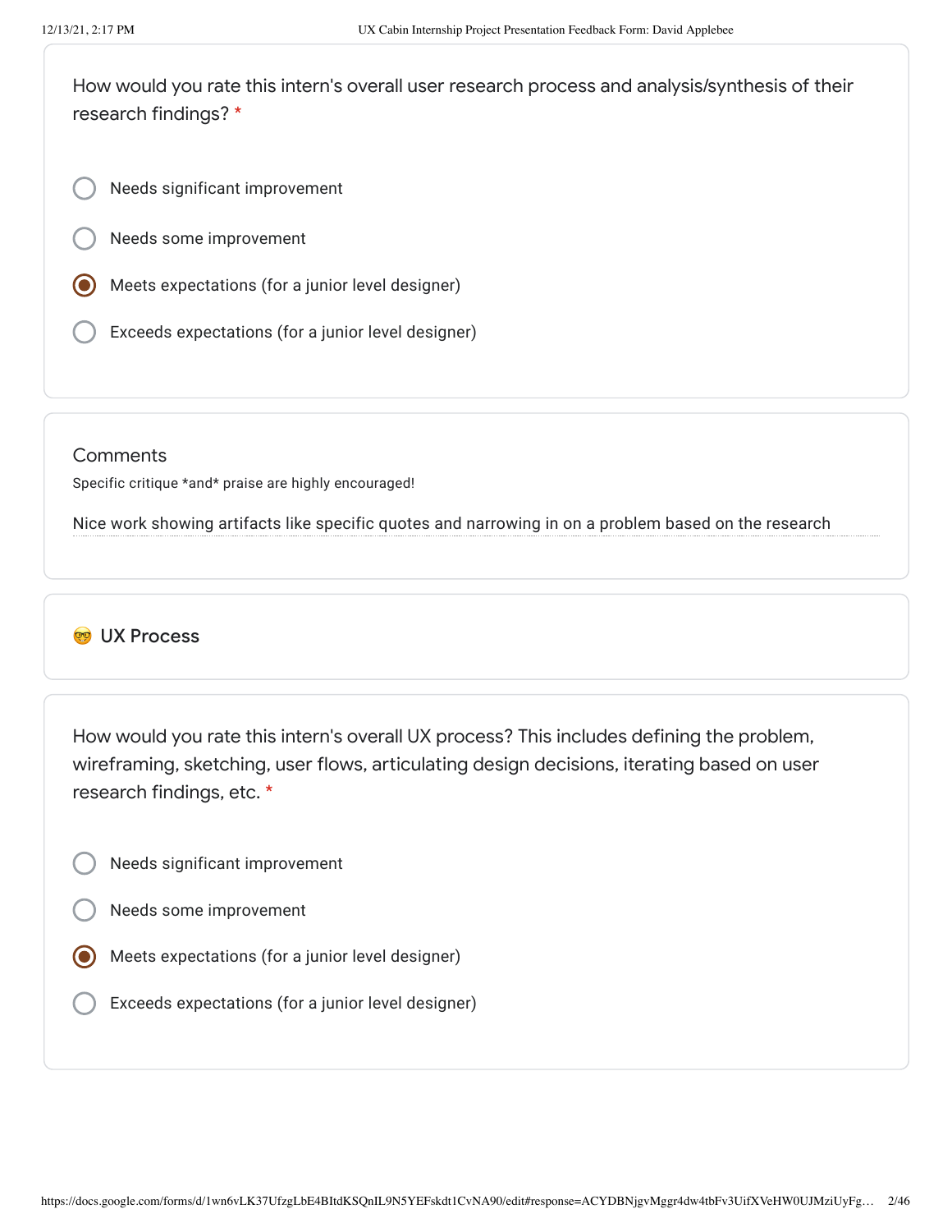How would you rate this intern's overall user research process and analysis/synthesis of their research findings? *

- ○ Needs significant improvement
- ○ Needs some improvement
- ◉ Meets expectations (for a junior level designer)
- ○ Exceeds expectations (for a junior level designer)

Comments

Specific critique *and* praise are highly encouraged!

Nice work showing artifacts like specific quotes and narrowing in on a problem based on the research

## 🤓 UX Process

How would you rate this intern's overall UX process? This includes defining the problem, wireframing, sketching, user flows, articulating design decisions, iterating based on user research findings, etc. *

- ○ Needs significant improvement
- ○ Needs some improvement
- ◉ Meets expectations (for a junior level designer)
- ○ Exceeds expectations (for a junior level designer)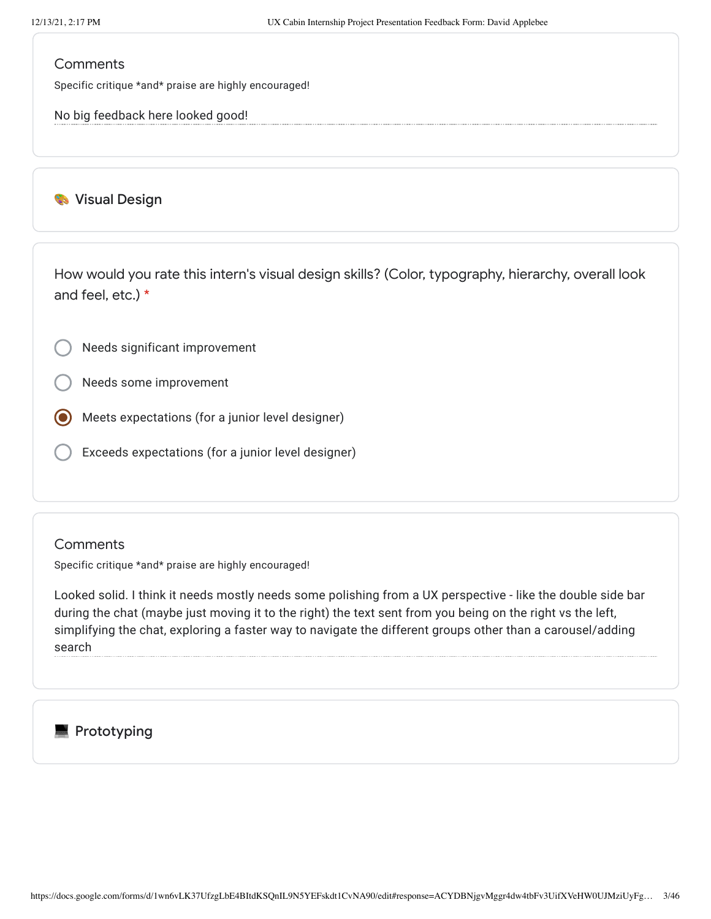### Comments

Specific critique *and* praise are highly encouraged!

No big feedback here looked good!

## 🎨 Visual Design

How would you rate this intern's visual design skills? (Color, typography, hierarchy, overall look and feel, etc.) *

- ○ Needs significant improvement
- ○ Needs some improvement
- ◉ Meets expectations (for a junior level designer)
- ○ Exceeds expectations (for a junior level designer)

### Comments

Specific critique *and* praise are highly encouraged!

Looked solid. I think it needs mostly needs some polishing from a UX perspective - like the double side bar during the chat (maybe just moving it to the right) the text sent from you being on the right vs the left, simplifying the chat, exploring a faster way to navigate the different groups other than a carousel/adding search

## 💻 Prototyping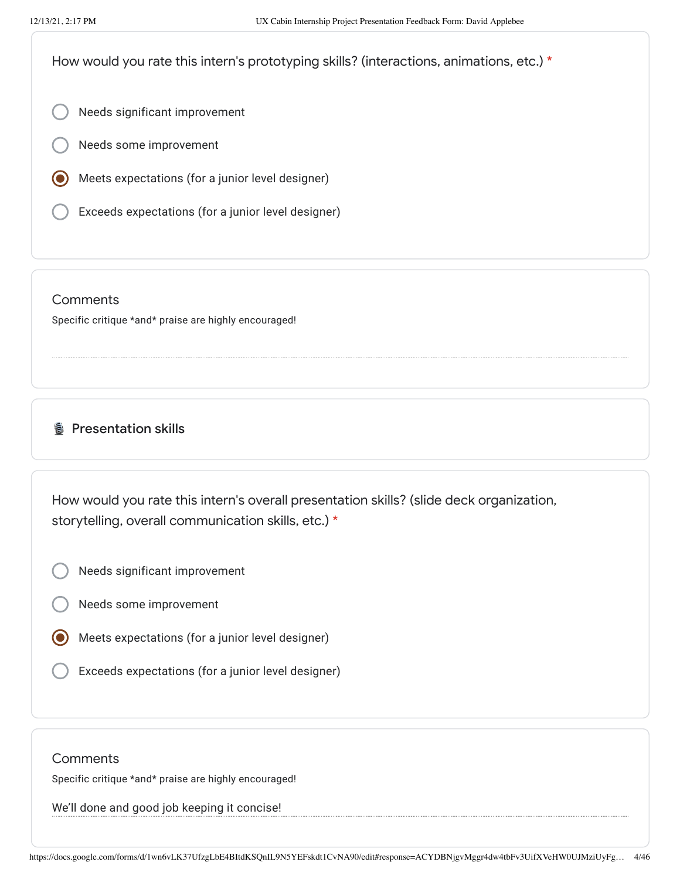How would you rate this intern's prototyping skills? (interactions, animations, etc.) *

- ○ Needs significant improvement
- ○ Needs some improvement
- ◉ Meets expectations (for a junior level designer)
- ○ Exceeds expectations (for a junior level designer)

Comments

Specific critique *and* praise are highly encouraged!

## 🎙️ Presentation skills

How would you rate this intern's overall presentation skills? (slide deck organization, storytelling, overall communication skills, etc.) *

- ○ Needs significant improvement
- ○ Needs some improvement
- ◉ Meets expectations (for a junior level designer)
- ○ Exceeds expectations (for a junior level designer)

Comments

Specific critique *and* praise are highly encouraged!

We'll done and good job keeping it concise!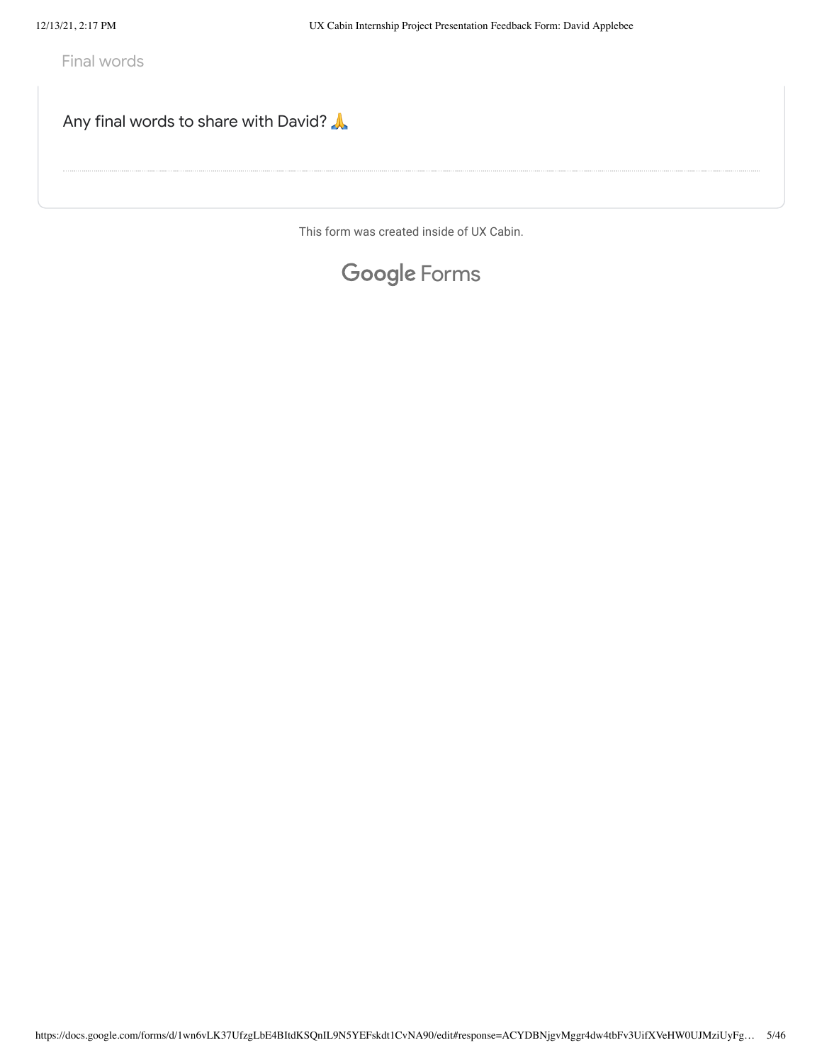Final words

Any final words to share with David? 🙏

This form was created inside of UX Cabin.

Google Forms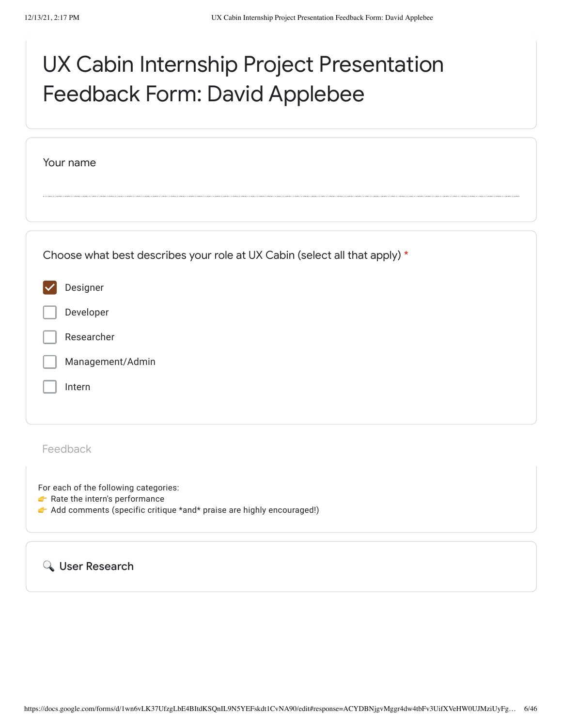# UX Cabin Internship Project Presentation Feedback Form: David Applebee

Your name

Choose what best describes your role at UX Cabin (select all that apply) *

- [x] Designer
- [ ] Developer
- [ ] Researcher
- [ ] Management/Admin
- [ ] Intern

## Feedback

For each of the following categories:
👉 Rate the intern's performance
👉 Add comments (specific critique *and* praise are highly encouraged!)

### 🔍 User Research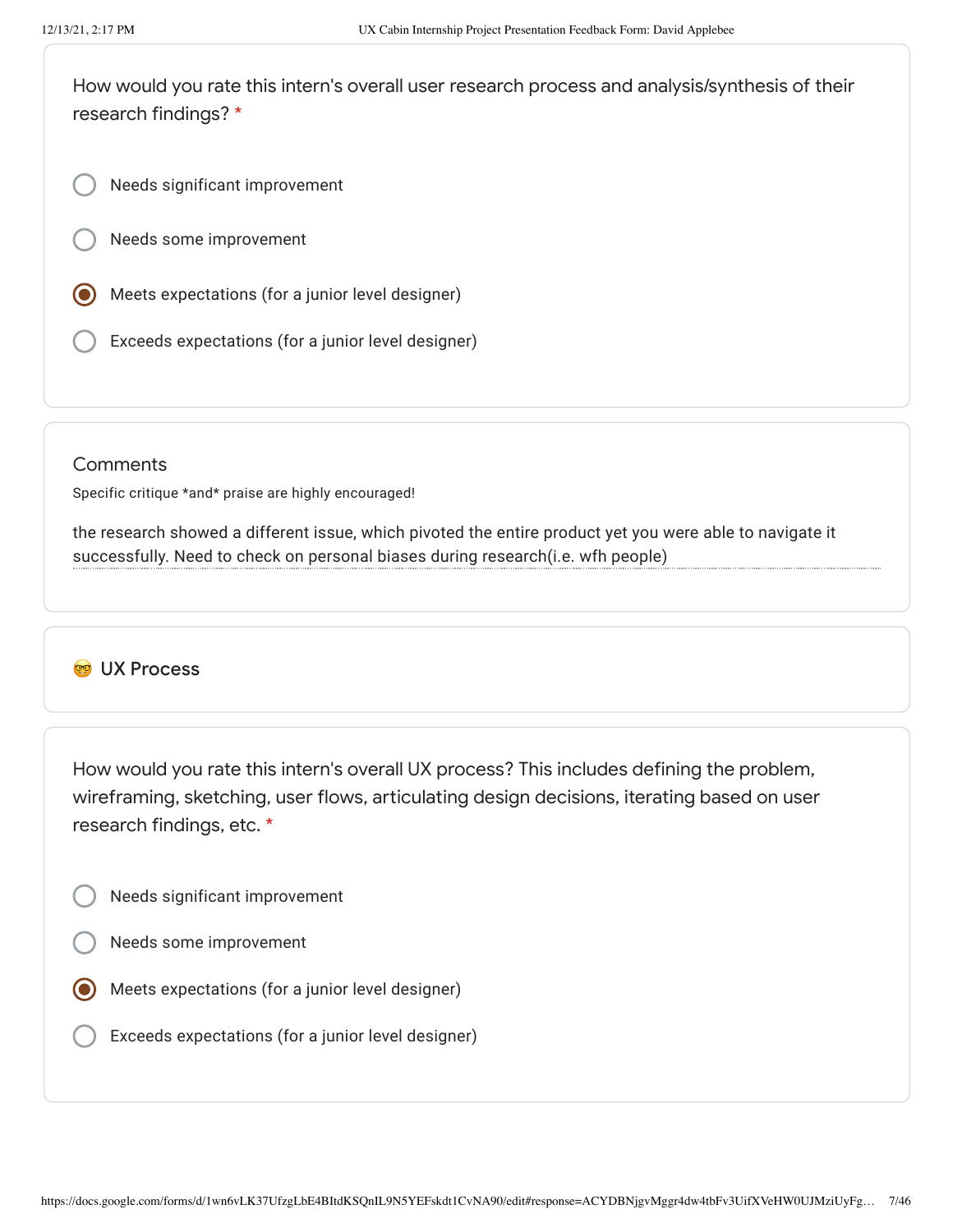How would you rate this intern's overall user research process and analysis/synthesis of their research findings? *

- ○ Needs significant improvement
- ○ Needs some improvement
- ◉ Meets expectations (for a junior level designer)
- ○ Exceeds expectations (for a junior level designer)

Comments

Specific critique *and* praise are highly encouraged!

the research showed a different issue, which pivoted the entire product yet you were able to navigate it successfully. Need to check on personal biases during research(i.e. wfh people)

## 🤓 UX Process

How would you rate this intern's overall UX process? This includes defining the problem, wireframing, sketching, user flows, articulating design decisions, iterating based on user research findings, etc. *

- ○ Needs significant improvement
- ○ Needs some improvement
- ◉ Meets expectations (for a junior level designer)
- ○ Exceeds expectations (for a junior level designer)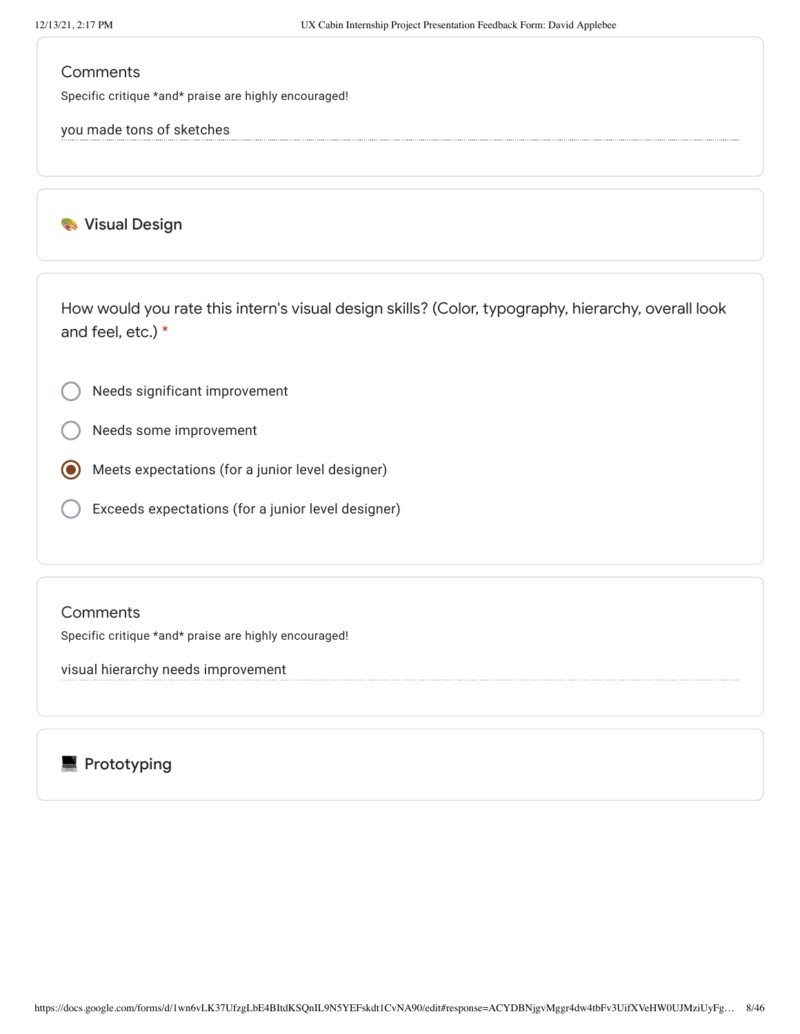Comments

Specific critique *and* praise are highly encouraged!

you made tons of sketches

## 🎨 Visual Design

How would you rate this intern's visual design skills? (Color, typography, hierarchy, overall look and feel, etc.) *

- ○ Needs significant improvement
- ○ Needs some improvement
- ◉ Meets expectations (for a junior level designer)
- ○ Exceeds expectations (for a junior level designer)

Comments

Specific critique *and* praise are highly encouraged!

visual hierarchy needs improvement

## 💻 Prototyping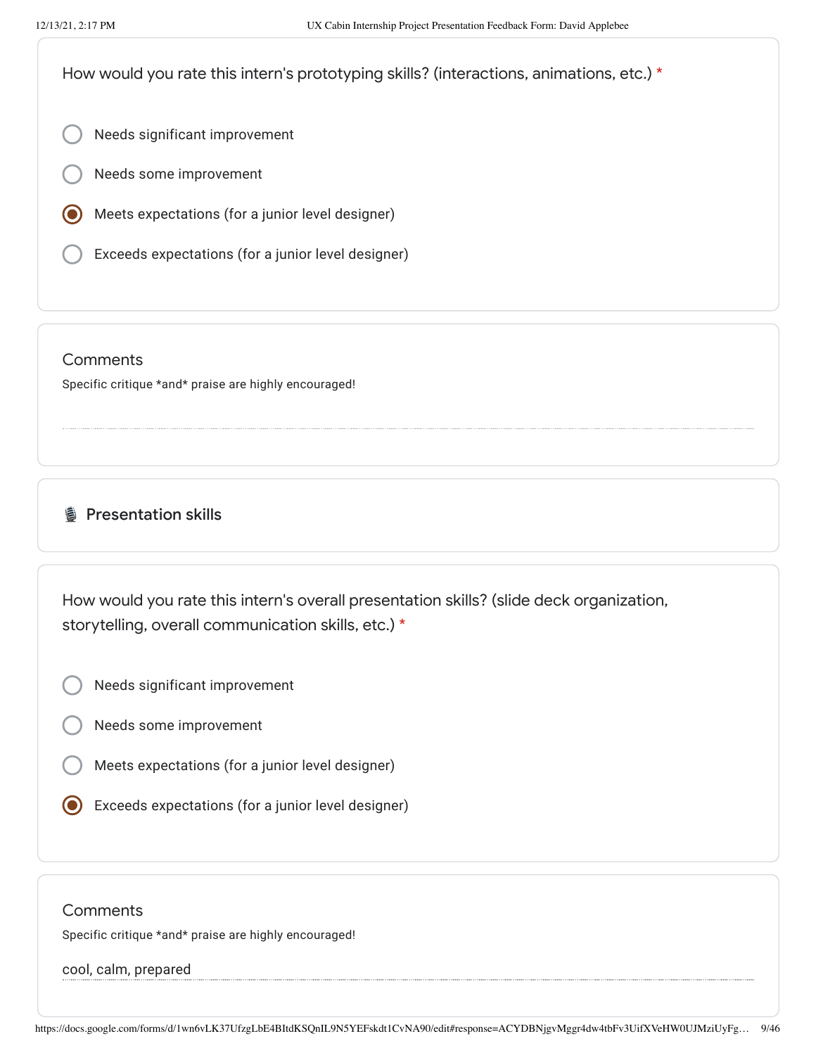How would you rate this intern's prototyping skills? (interactions, animations, etc.) *

- ○ Needs significant improvement
- ○ Needs some improvement
- ◉ Meets expectations (for a junior level designer)
- ○ Exceeds expectations (for a junior level designer)

Comments

Specific critique *and* praise are highly encouraged!

## 🎙️ Presentation skills

How would you rate this intern's overall presentation skills? (slide deck organization, storytelling, overall communication skills, etc.) *

- ○ Needs significant improvement
- ○ Needs some improvement
- ○ Meets expectations (for a junior level designer)
- ◉ Exceeds expectations (for a junior level designer)

Comments

Specific critique *and* praise are highly encouraged!

cool, calm, prepared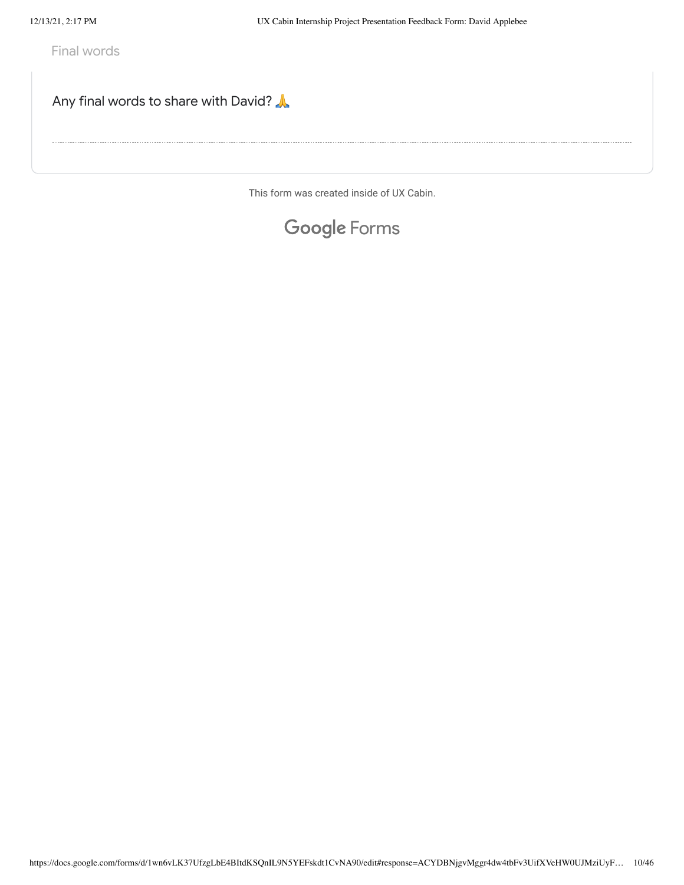Final words

Any final words to share with David? 🙏

This form was created inside of UX Cabin.

Google Forms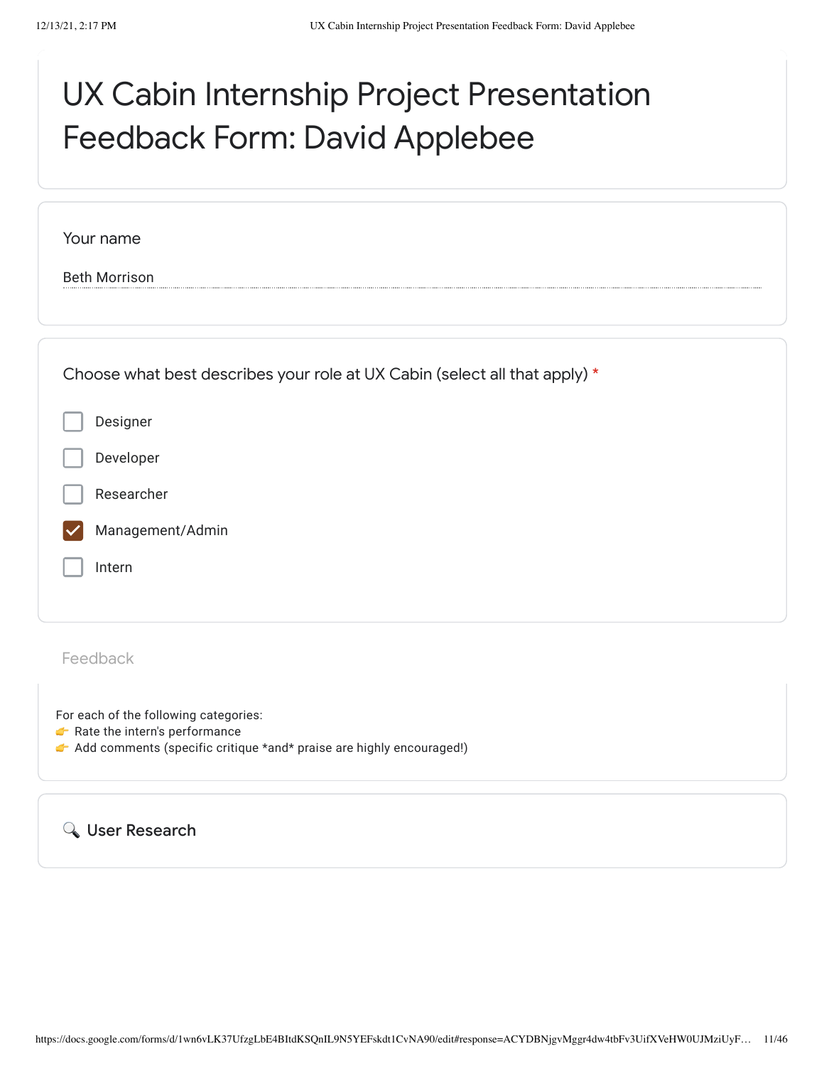# UX Cabin Internship Project Presentation Feedback Form: David Applebee

Your name

Beth Morrison

Choose what best describes your role at UX Cabin (select all that apply) *

- [ ] Designer
- [ ] Developer
- [ ] Researcher
- [x] Management/Admin
- [ ] Intern

Feedback

For each of the following categories:
👉 Rate the intern's performance
👉 Add comments (specific critique *and* praise are highly encouraged!)

## 🔍 User Research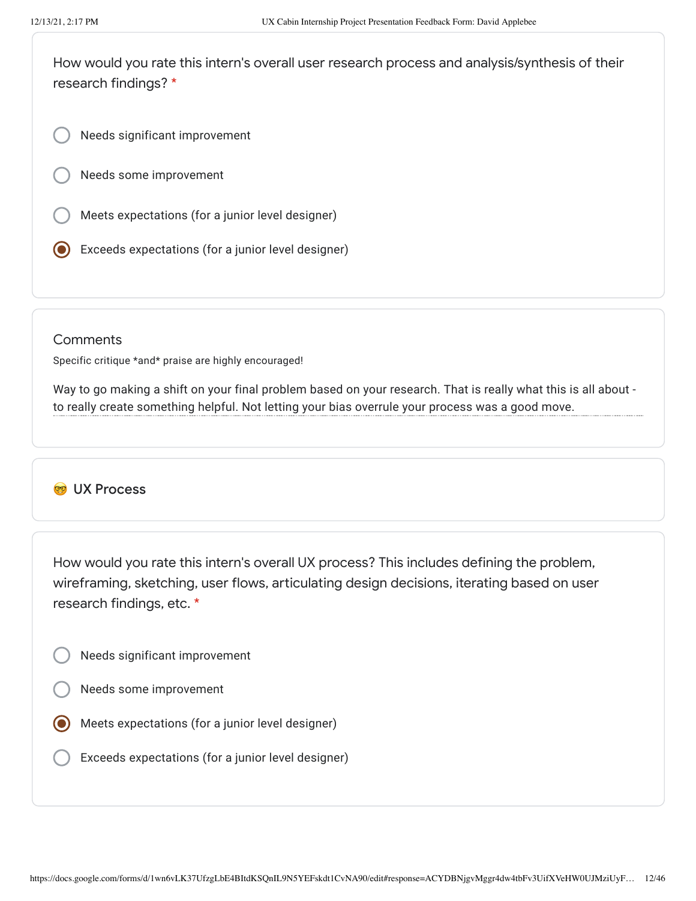How would you rate this intern's overall user research process and analysis/synthesis of their research findings? *

- ○ Needs significant improvement
- ○ Needs some improvement
- ○ Meets expectations (for a junior level designer)
- ◉ Exceeds expectations (for a junior level designer)

Comments

Specific critique *and* praise are highly encouraged!

Way to go making a shift on your final problem based on your research. That is really what this is all about - to really create something helpful. Not letting your bias overrule your process was a good move.

## 🤓 UX Process

How would you rate this intern's overall UX process? This includes defining the problem, wireframing, sketching, user flows, articulating design decisions, iterating based on user research findings, etc. *

- ○ Needs significant improvement
- ○ Needs some improvement
- ◉ Meets expectations (for a junior level designer)
- ○ Exceeds expectations (for a junior level designer)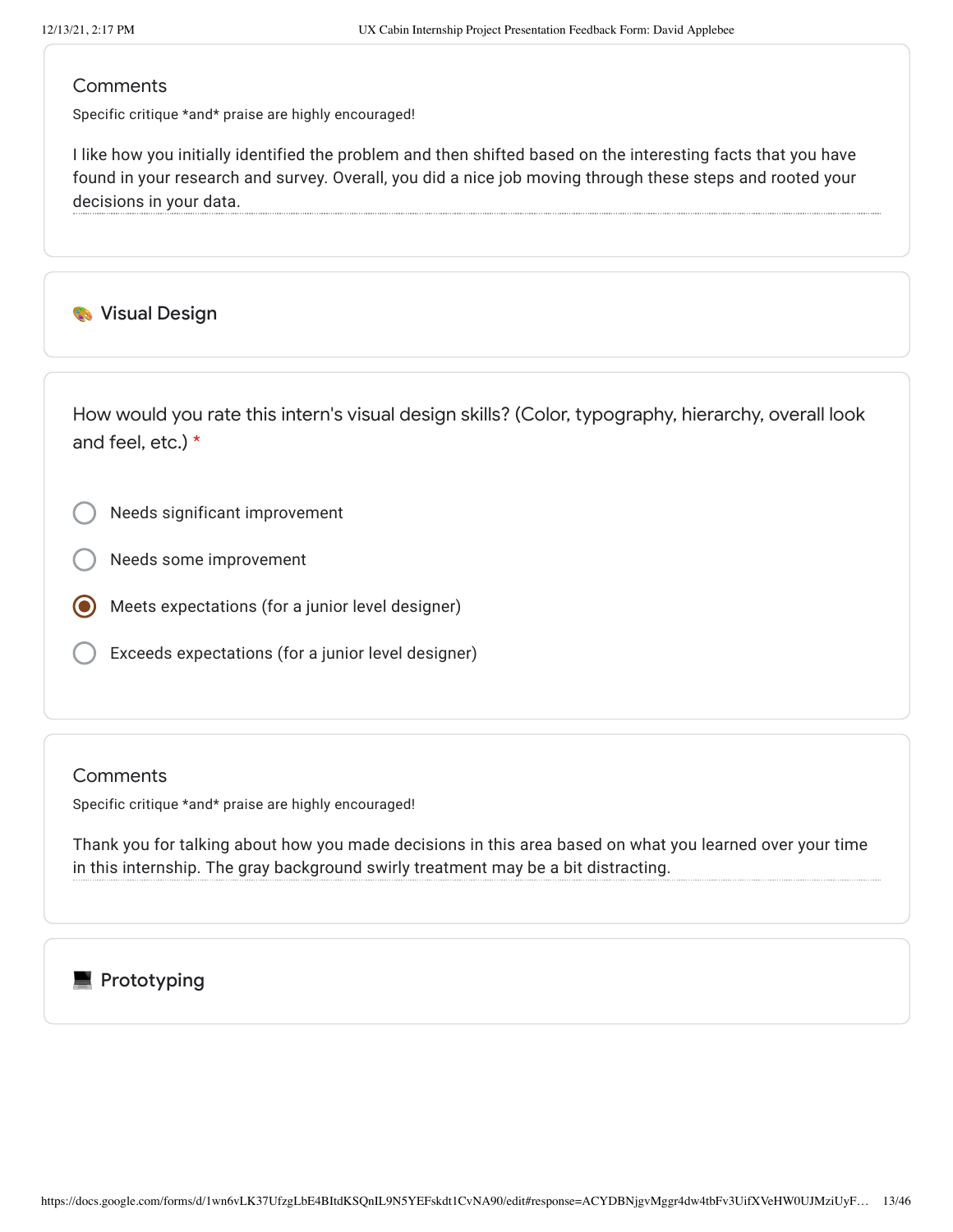### Comments

Specific critique *and* praise are highly encouraged!

I like how you initially identified the problem and then shifted based on the interesting facts that you have found in your research and survey. Overall, you did a nice job moving through these steps and rooted your decisions in your data.

## 🎨 Visual Design

How would you rate this intern's visual design skills? (Color, typography, hierarchy, overall look and feel, etc.) *

- ○ Needs significant improvement
- ○ Needs some improvement
- ◉ Meets expectations (for a junior level designer)
- ○ Exceeds expectations (for a junior level designer)

### Comments

Specific critique *and* praise are highly encouraged!

Thank you for talking about how you made decisions in this area based on what you learned over your time in this internship. The gray background swirly treatment may be a bit distracting.

## 💻 Prototyping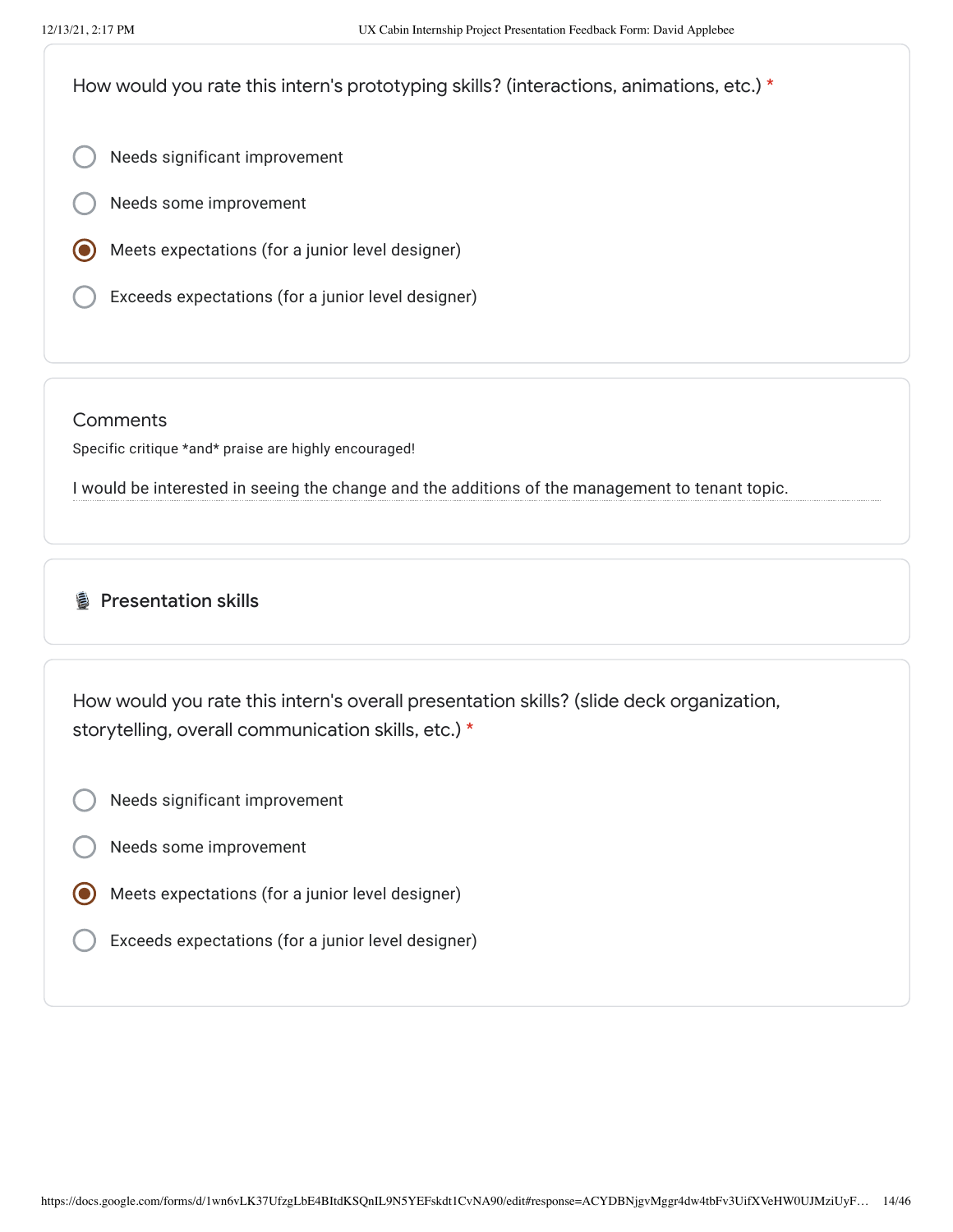How would you rate this intern's prototyping skills? (interactions, animations, etc.) *

- ○ Needs significant improvement
- ○ Needs some improvement
- ● Meets expectations (for a junior level designer)
- ○ Exceeds expectations (for a junior level designer)

Comments

Specific critique *and* praise are highly encouraged!

I would be interested in seeing the change and the additions of the management to tenant topic.

## 🎙️ Presentation skills

How would you rate this intern's overall presentation skills? (slide deck organization, storytelling, overall communication skills, etc.) *

- ○ Needs significant improvement
- ○ Needs some improvement
- ● Meets expectations (for a junior level designer)
- ○ Exceeds expectations (for a junior level designer)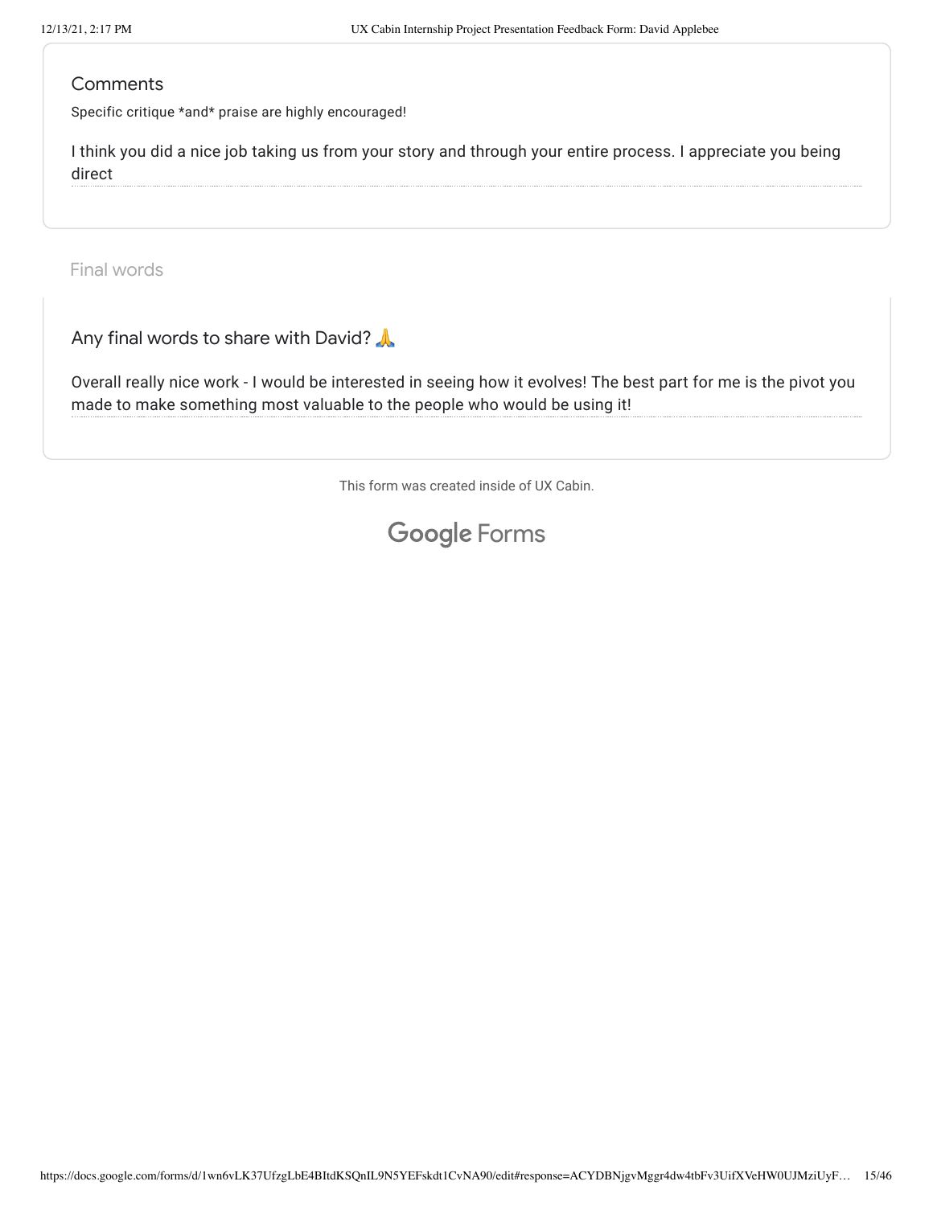## Comments

Specific critique *and* praise are highly encouraged!

I think you did a nice job taking us from your story and through your entire process. I appreciate you being direct

## Final words

### Any final words to share with David? 🙏

Overall really nice work - I would be interested in seeing how it evolves! The best part for me is the pivot you made to make something most valuable to the people who would be using it!

This form was created inside of UX Cabin.

Google Forms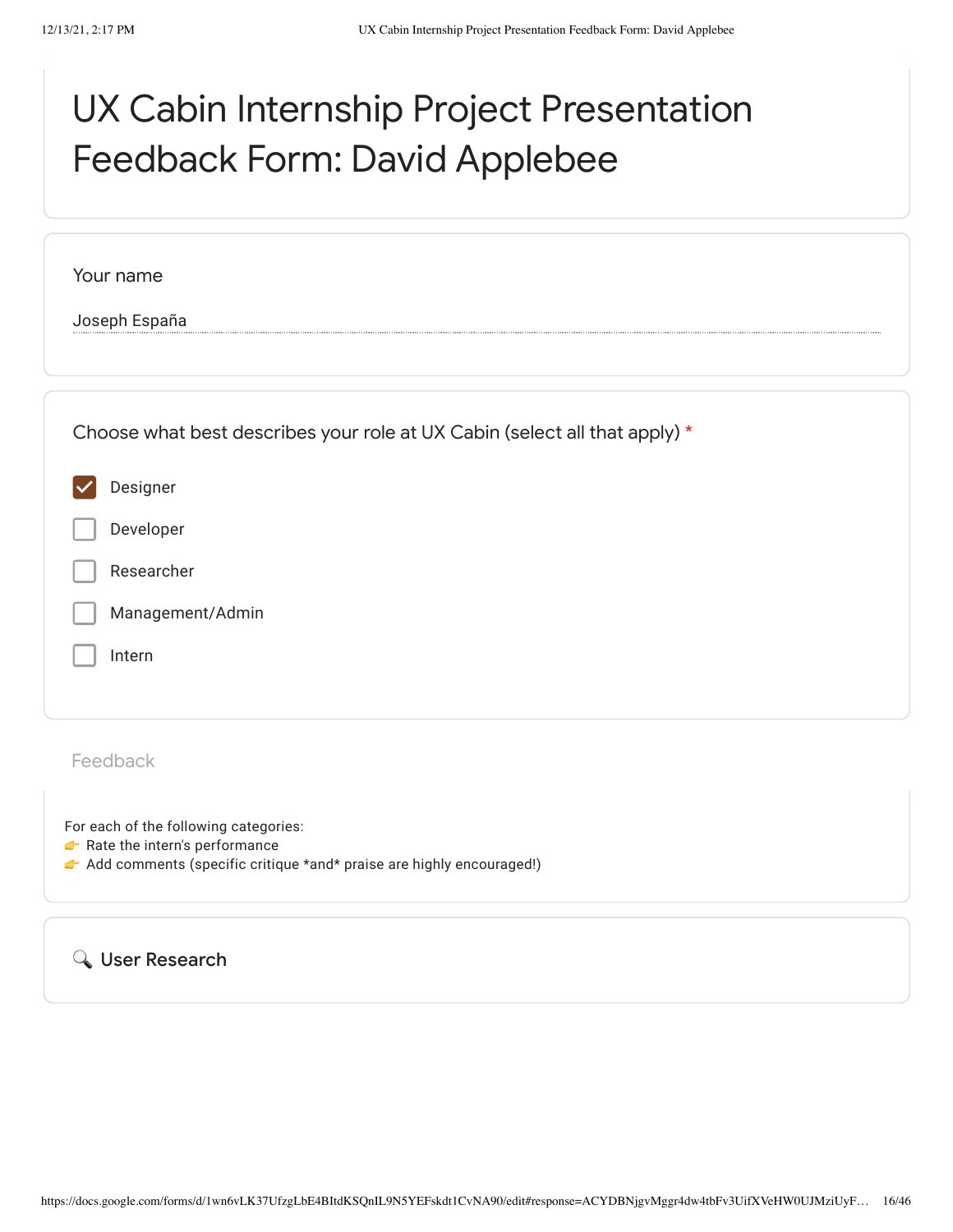# UX Cabin Internship Project Presentation Feedback Form: David Applebee

Your name

Joseph España

Choose what best describes your role at UX Cabin (select all that apply) *

- [x] Designer
- [ ] Developer
- [ ] Researcher
- [ ] Management/Admin
- [ ] Intern

Feedback

For each of the following categories:
👉 Rate the intern's performance
👉 Add comments (specific critique *and* praise are highly encouraged!)

## 🔍 User Research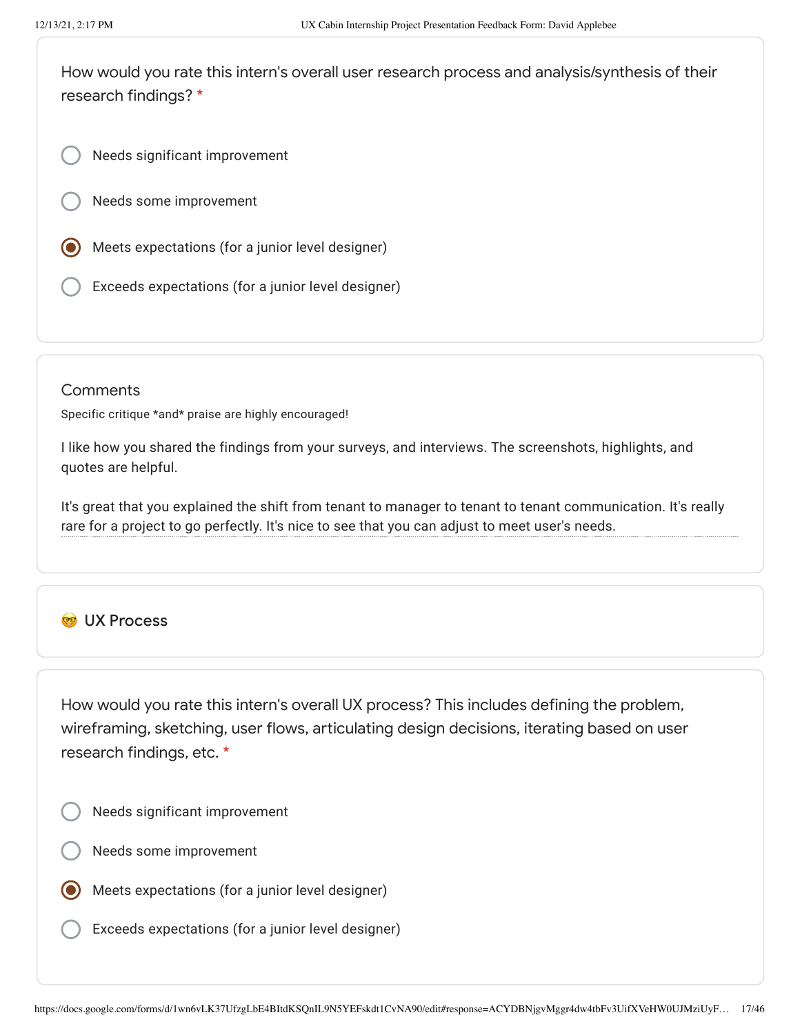How would you rate this intern's overall user research process and analysis/synthesis of their research findings? *

- ○ Needs significant improvement
- ○ Needs some improvement
- ◉ Meets expectations (for a junior level designer)
- ○ Exceeds expectations (for a junior level designer)

Comments

Specific critique *and* praise are highly encouraged!

I like how you shared the findings from your surveys, and interviews. The screenshots, highlights, and quotes are helpful.

It's great that you explained the shift from tenant to manager to tenant to tenant communication. It's really rare for a project to go perfectly. It's nice to see that you can adjust to meet user's needs.

## 🤓 UX Process

How would you rate this intern's overall UX process? This includes defining the problem, wireframing, sketching, user flows, articulating design decisions, iterating based on user research findings, etc. *

- ○ Needs significant improvement
- ○ Needs some improvement
- ◉ Meets expectations (for a junior level designer)
- ○ Exceeds expectations (for a junior level designer)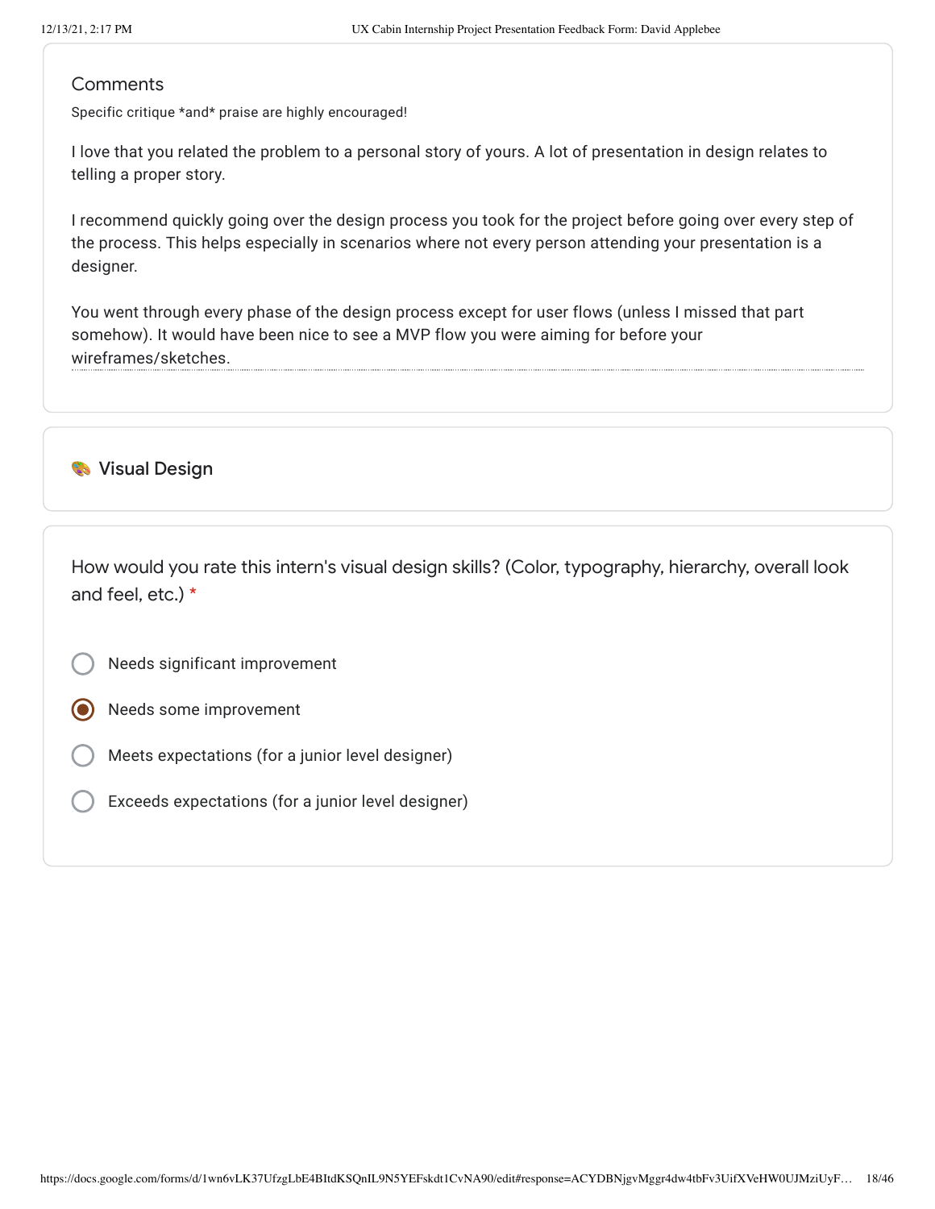## Comments

Specific critique *and* praise are highly encouraged!

I love that you related the problem to a personal story of yours. A lot of presentation in design relates to telling a proper story.

I recommend quickly going over the design process you took for the project before going over every step of the process. This helps especially in scenarios where not every person attending your presentation is a designer.

You went through every phase of the design process except for user flows (unless I missed that part somehow). It would have been nice to see a MVP flow you were aiming for before your wireframes/sketches.

## 🎨 Visual Design

How would you rate this intern's visual design skills? (Color, typography, hierarchy, overall look and feel, etc.) *

- ○ Needs significant improvement
- ◉ Needs some improvement
- ○ Meets expectations (for a junior level designer)
- ○ Exceeds expectations (for a junior level designer)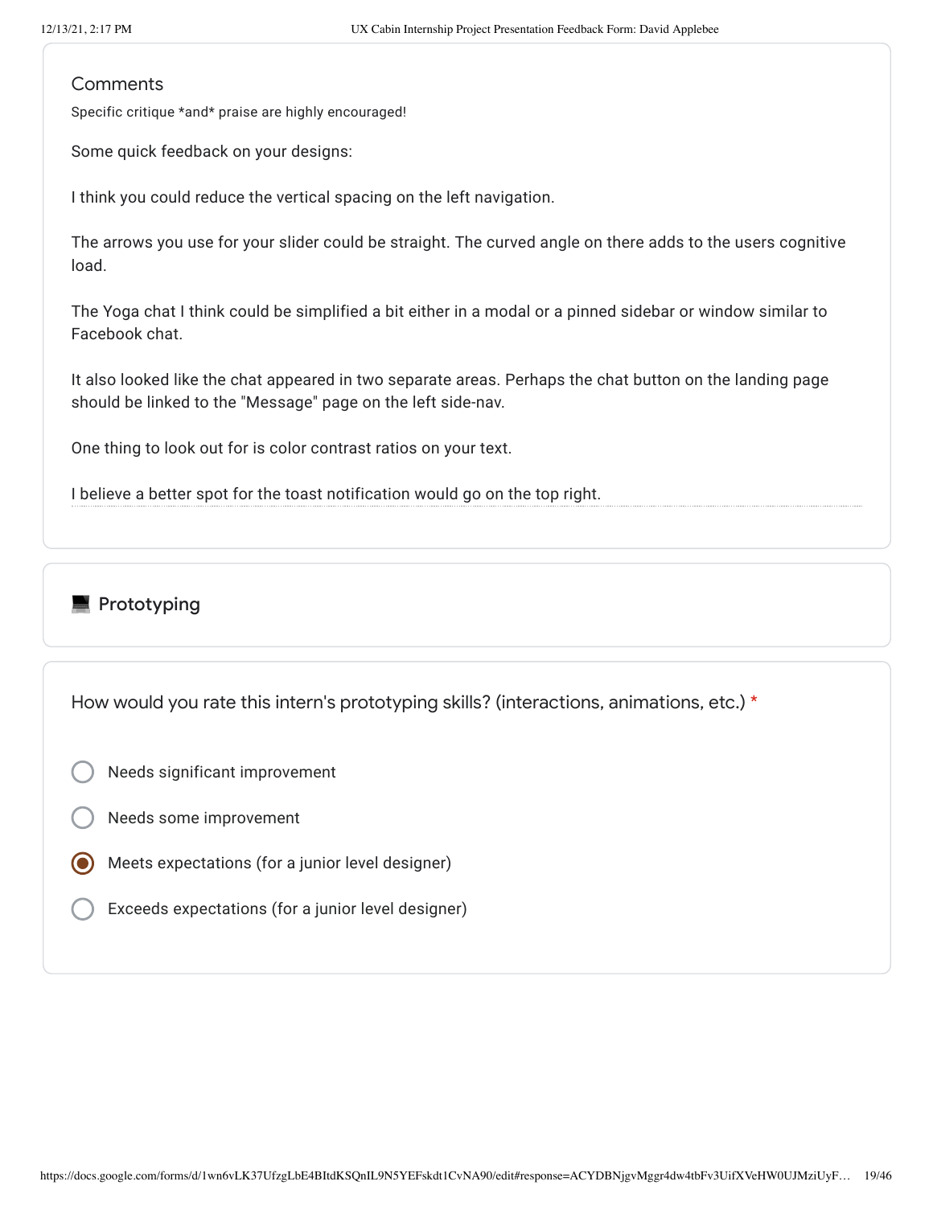Comments

Specific critique *and* praise are highly encouraged!

Some quick feedback on your designs:

I think you could reduce the vertical spacing on the left navigation.

The arrows you use for your slider could be straight. The curved angle on there adds to the users cognitive load.

The Yoga chat I think could be simplified a bit either in a modal or a pinned sidebar or window similar to Facebook chat.

It also looked like the chat appeared in two separate areas. Perhaps the chat button on the landing page should be linked to the "Message" page on the left side-nav.

One thing to look out for is color contrast ratios on your text.

I believe a better spot for the toast notification would go on the top right.

## 💻 Prototyping

How would you rate this intern's prototyping skills? (interactions, animations, etc.) *

- ○ Needs significant improvement
- ○ Needs some improvement
- ◉ Meets expectations (for a junior level designer)
- ○ Exceeds expectations (for a junior level designer)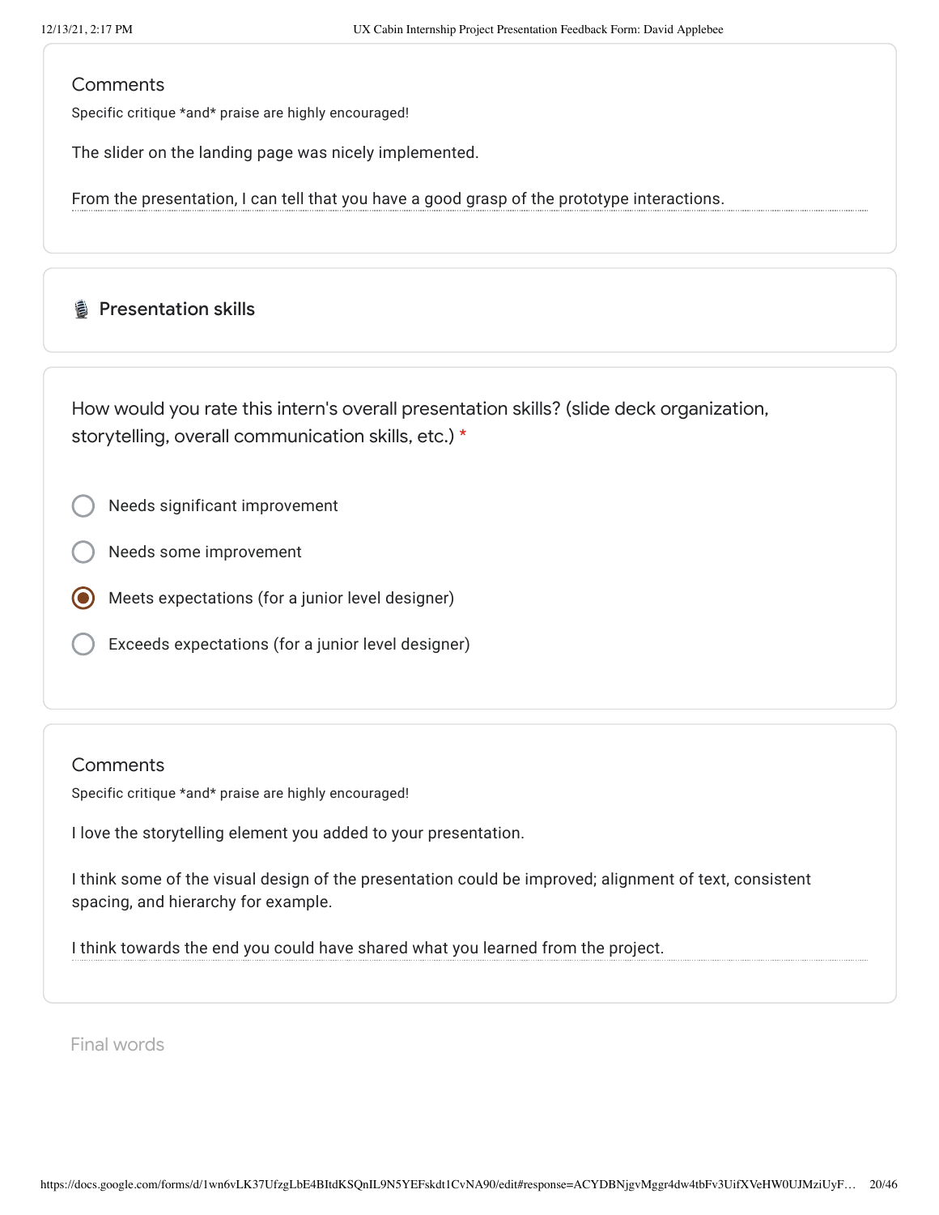### Comments

Specific critique *and* praise are highly encouraged!

The slider on the landing page was nicely implemented.

From the presentation, I can tell that you have a good grasp of the prototype interactions.

## 🎙 Presentation skills

How would you rate this intern's overall presentation skills? (slide deck organization, storytelling, overall communication skills, etc.) *

- ○ Needs significant improvement
- ○ Needs some improvement
- ◉ Meets expectations (for a junior level designer)
- ○ Exceeds expectations (for a junior level designer)

### Comments

Specific critique *and* praise are highly encouraged!

I love the storytelling element you added to your presentation.

I think some of the visual design of the presentation could be improved; alignment of text, consistent spacing, and hierarchy for example.

I think towards the end you could have shared what you learned from the project.

Final words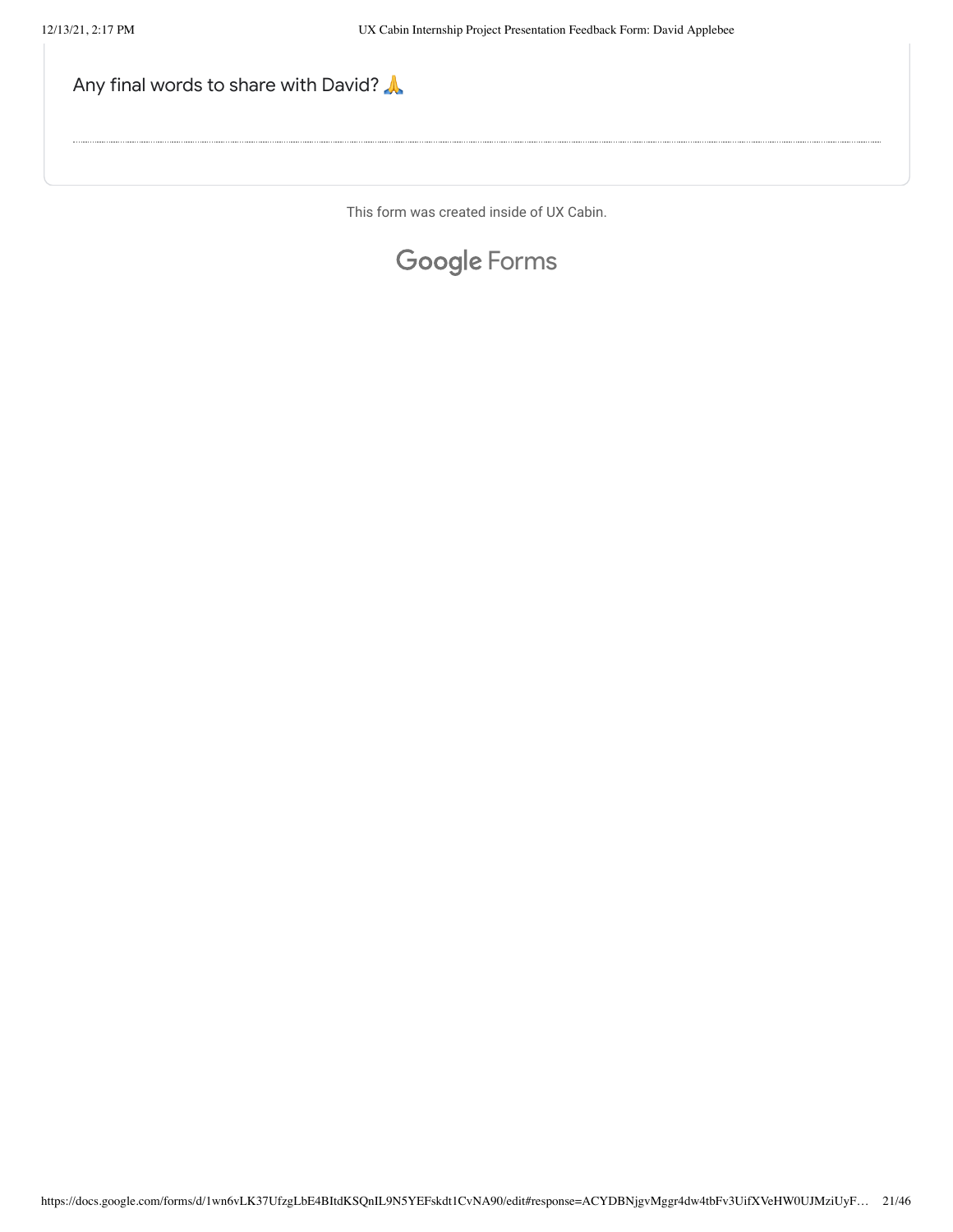Any final words to share with David? 🙏

This form was created inside of UX Cabin.

Google Forms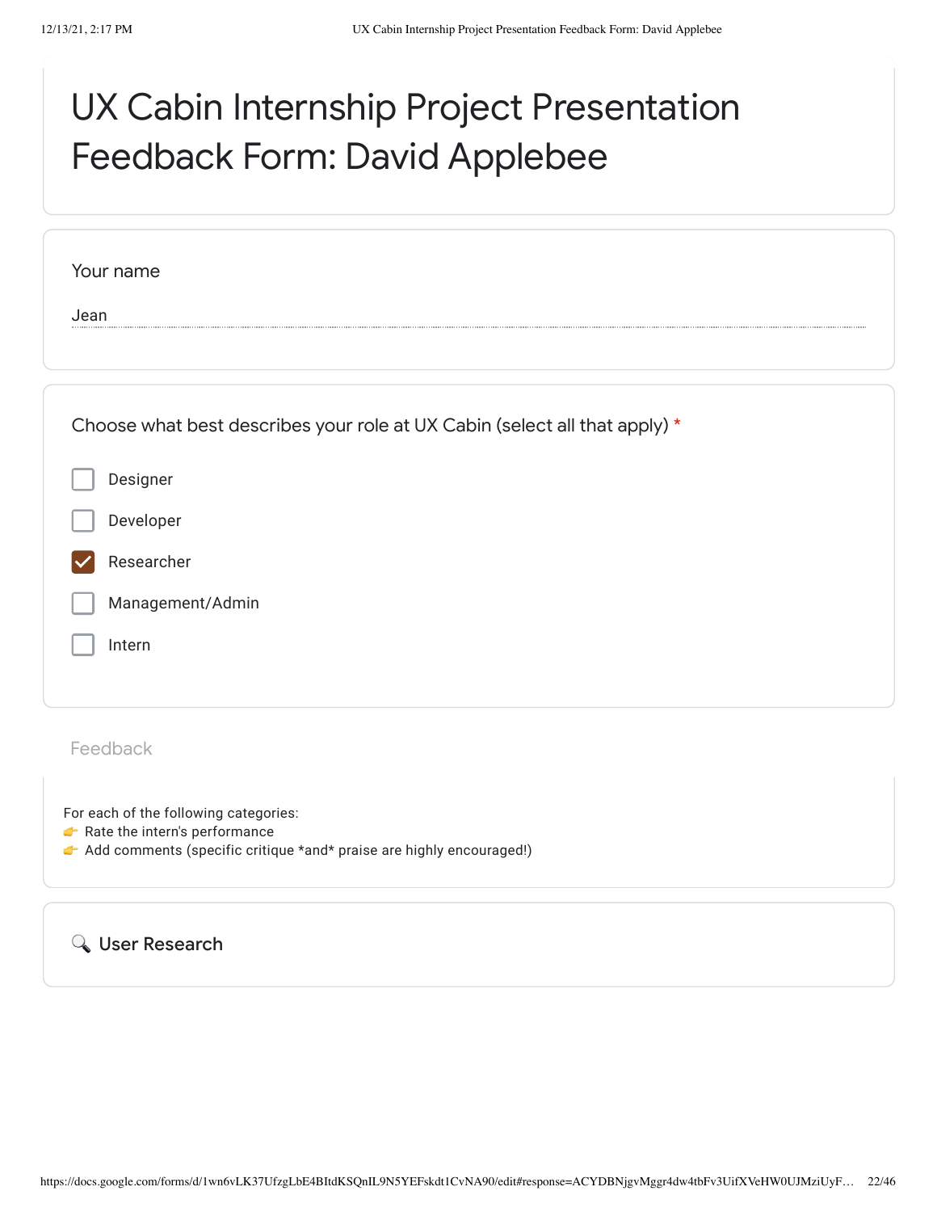# UX Cabin Internship Project Presentation Feedback Form: David Applebee

Your name

Jean

Choose what best describes your role at UX Cabin (select all that apply) *

- [ ] Designer
- [ ] Developer
- [x] Researcher
- [ ] Management/Admin
- [ ] Intern

Feedback

For each of the following categories:
👉 Rate the intern's performance
👉 Add comments (specific critique *and* praise are highly encouraged!)

### 🔍 User Research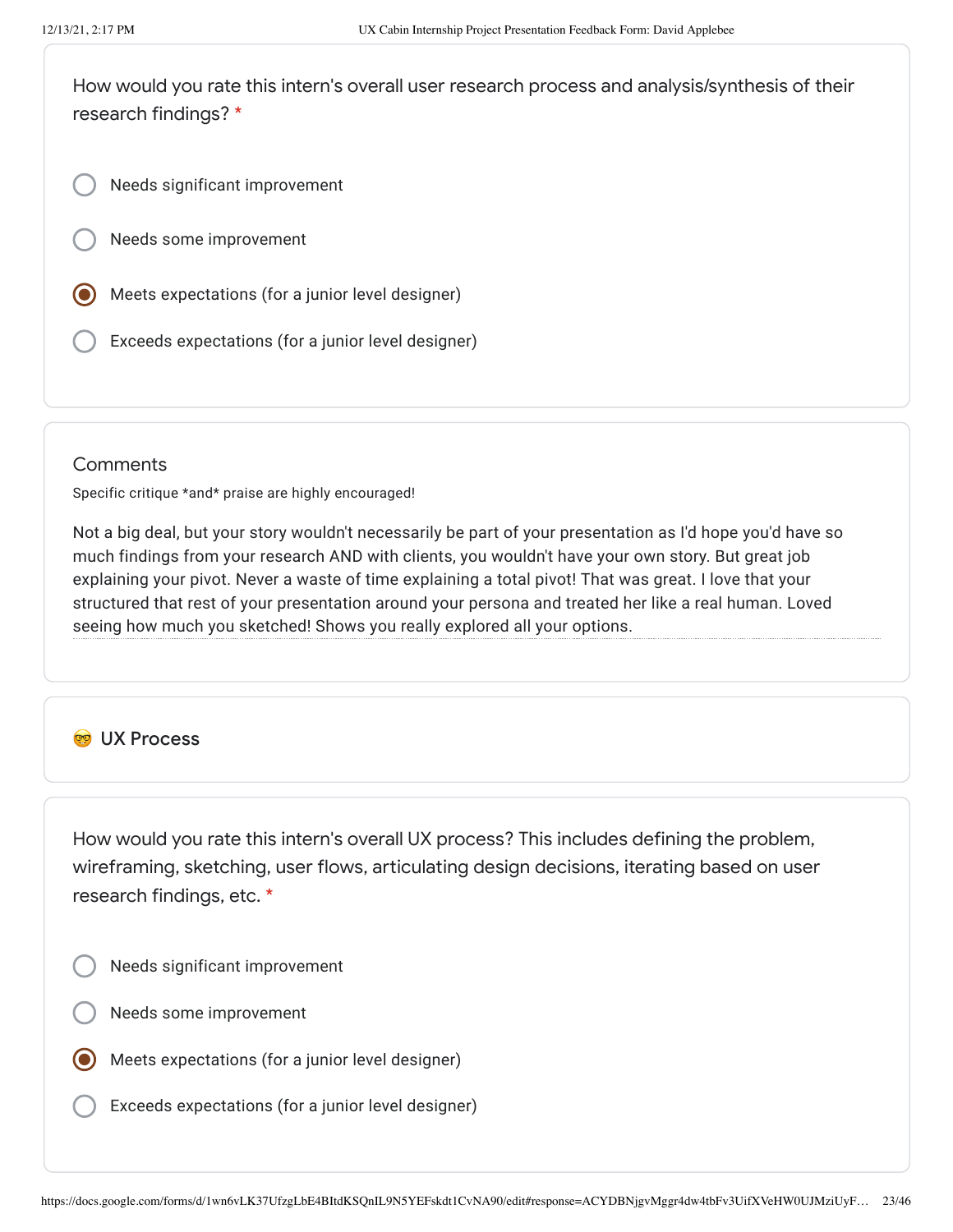How would you rate this intern's overall user research process and analysis/synthesis of their research findings? *

- ○ Needs significant improvement
- ○ Needs some improvement
- ◉ Meets expectations (for a junior level designer)
- ○ Exceeds expectations (for a junior level designer)

Comments

Specific critique *and* praise are highly encouraged!

Not a big deal, but your story wouldn't necessarily be part of your presentation as I'd hope you'd have so much findings from your research AND with clients, you wouldn't have your own story. But great job explaining your pivot. Never a waste of time explaining a total pivot! That was great. I love that your structured that rest of your presentation around your persona and treated her like a real human. Loved seeing how much you sketched! Shows you really explored all your options.

## 🤓 UX Process

How would you rate this intern's overall UX process? This includes defining the problem, wireframing, sketching, user flows, articulating design decisions, iterating based on user research findings, etc. *

- ○ Needs significant improvement
- ○ Needs some improvement
- ◉ Meets expectations (for a junior level designer)
- ○ Exceeds expectations (for a junior level designer)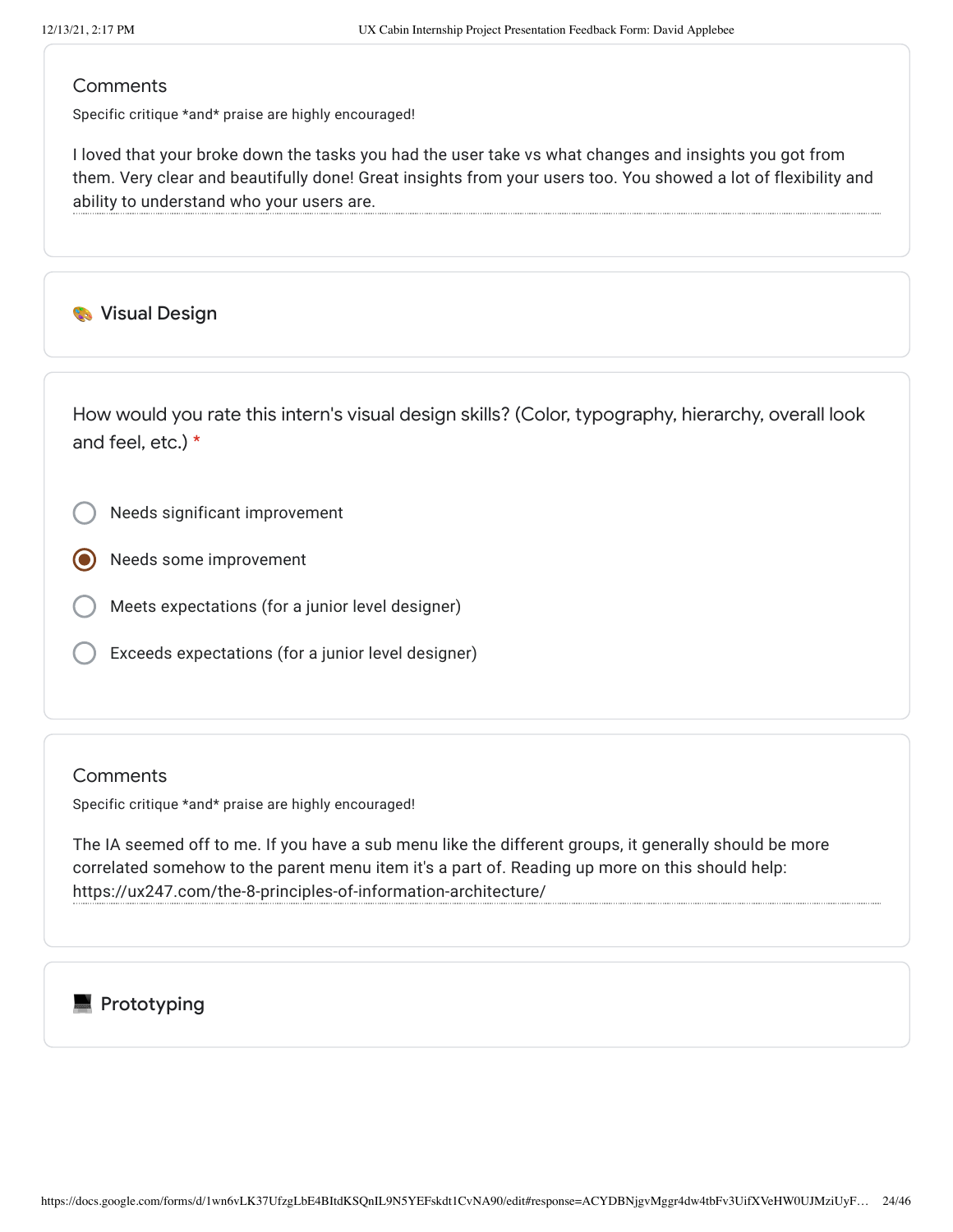Comments

Specific critique *and* praise are highly encouraged!

I loved that your broke down the tasks you had the user take vs what changes and insights you got from them. Very clear and beautifully done! Great insights from your users too. You showed a lot of flexibility and ability to understand who your users are.

## 🎨 Visual Design

How would you rate this intern's visual design skills? (Color, typography, hierarchy, overall look and feel, etc.) *

- ○ Needs significant improvement
- ◉ Needs some improvement
- ○ Meets expectations (for a junior level designer)
- ○ Exceeds expectations (for a junior level designer)

Comments

Specific critique *and* praise are highly encouraged!

The IA seemed off to me. If you have a sub menu like the different groups, it generally should be more correlated somehow to the parent menu item it's a part of. Reading up more on this should help: https://ux247.com/the-8-principles-of-information-architecture/

## 💻 Prototyping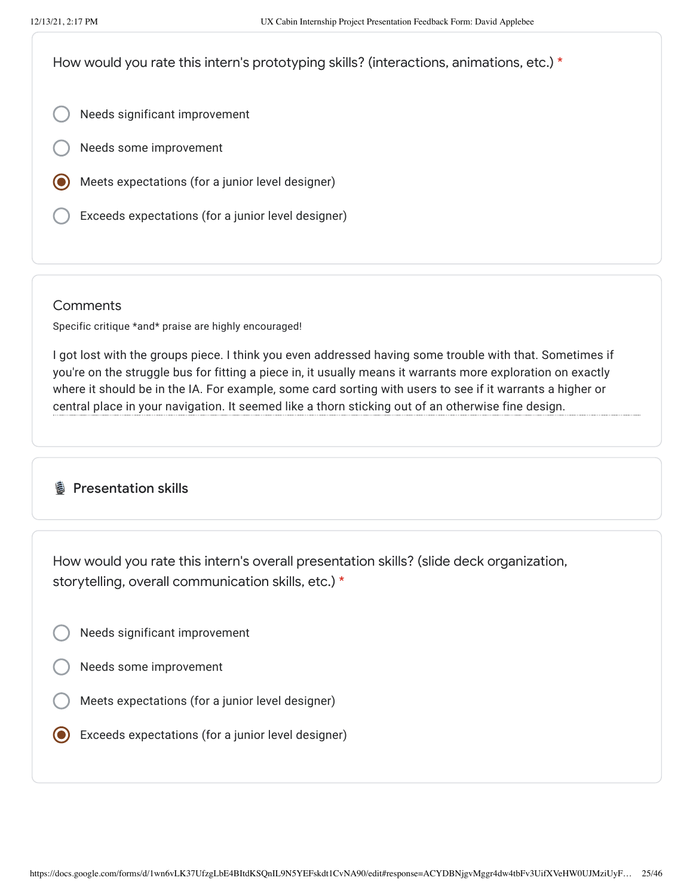How would you rate this intern's prototyping skills? (interactions, animations, etc.) *

- ○ Needs significant improvement
- ○ Needs some improvement
- ◉ Meets expectations (for a junior level designer)
- ○ Exceeds expectations (for a junior level designer)

Comments

Specific critique *and* praise are highly encouraged!

I got lost with the groups piece. I think you even addressed having some trouble with that. Sometimes if you're on the struggle bus for fitting a piece in, it usually means it warrants more exploration on exactly where it should be in the IA. For example, some card sorting with users to see if it warrants a higher or central place in your navigation. It seemed like a thorn sticking out of an otherwise fine design.

## 🎙️ Presentation skills

How would you rate this intern's overall presentation skills? (slide deck organization, storytelling, overall communication skills, etc.) *

- ○ Needs significant improvement
- ○ Needs some improvement
- ○ Meets expectations (for a junior level designer)
- ◉ Exceeds expectations (for a junior level designer)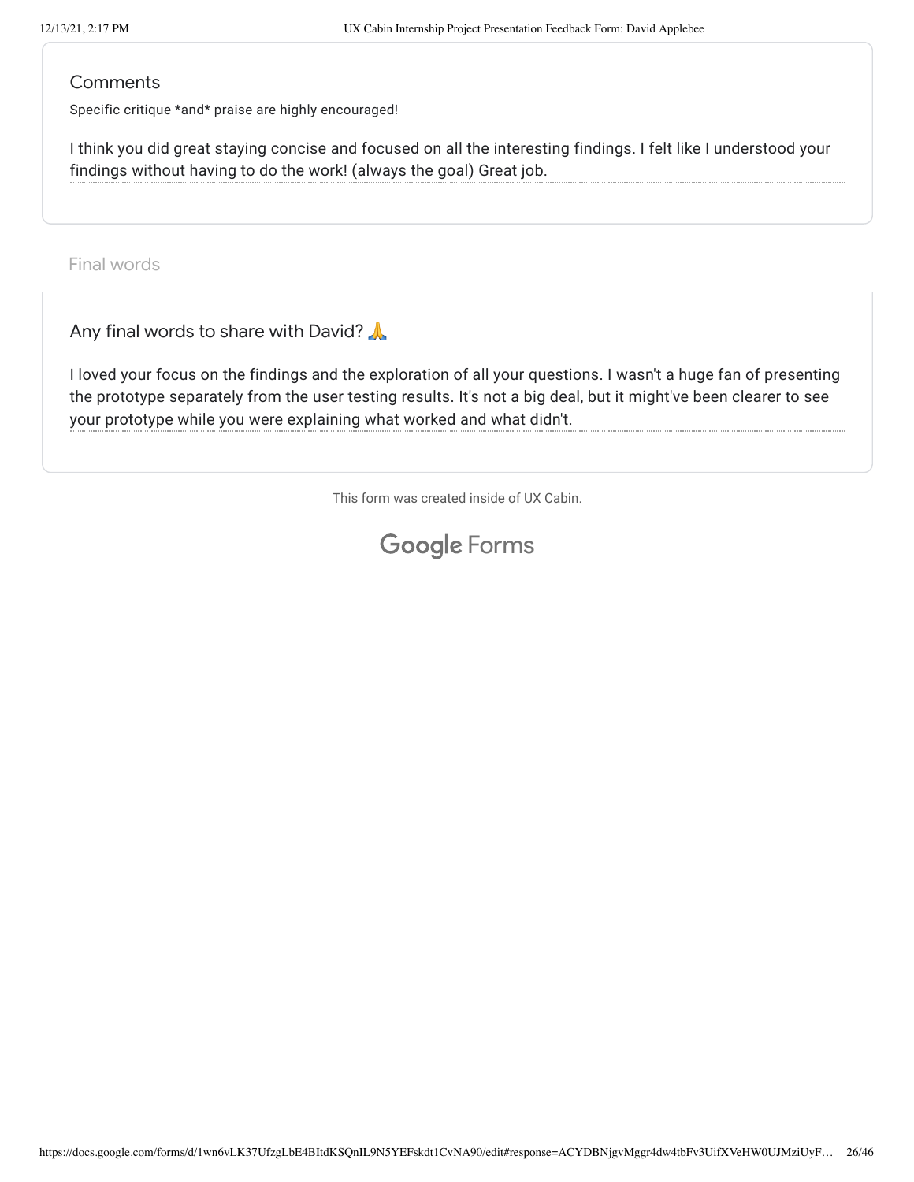### Comments

Specific critique *and* praise are highly encouraged!

I think you did great staying concise and focused on all the interesting findings. I felt like I understood your findings without having to do the work! (always the goal) Great job.

## Final words

### Any final words to share with David? 🙏

I loved your focus on the findings and the exploration of all your questions. I wasn't a huge fan of presenting the prototype separately from the user testing results. It's not a big deal, but it might've been clearer to see your prototype while you were explaining what worked and what didn't.

This form was created inside of UX Cabin.

Google Forms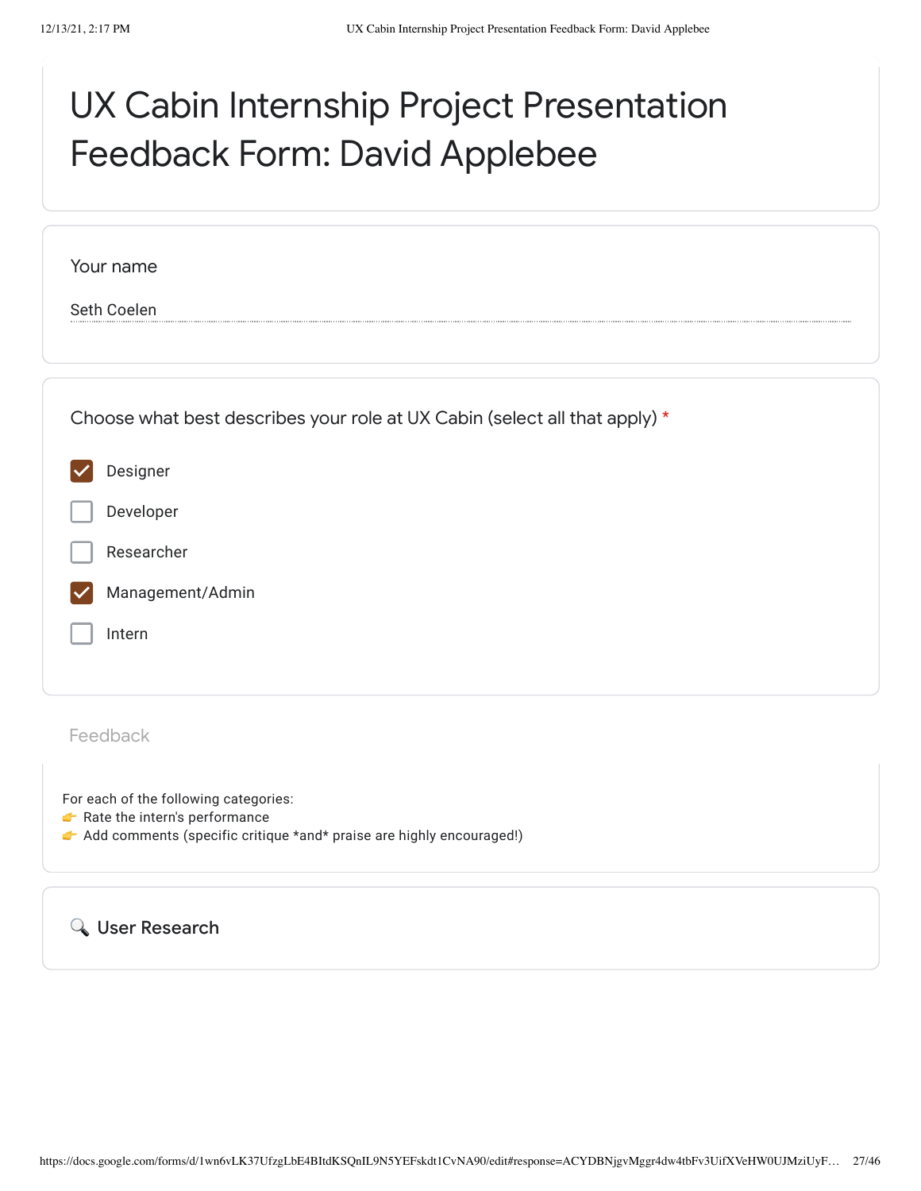# UX Cabin Internship Project Presentation Feedback Form: David Applebee

Your name

Seth Coelen

Choose what best describes your role at UX Cabin (select all that apply) *

- [x] Designer
- [ ] Developer
- [ ] Researcher
- [x] Management/Admin
- [ ] Intern

Feedback

For each of the following categories:
👉 Rate the intern's performance
👉 Add comments (specific critique *and* praise are highly encouraged!)

## 🔍 User Research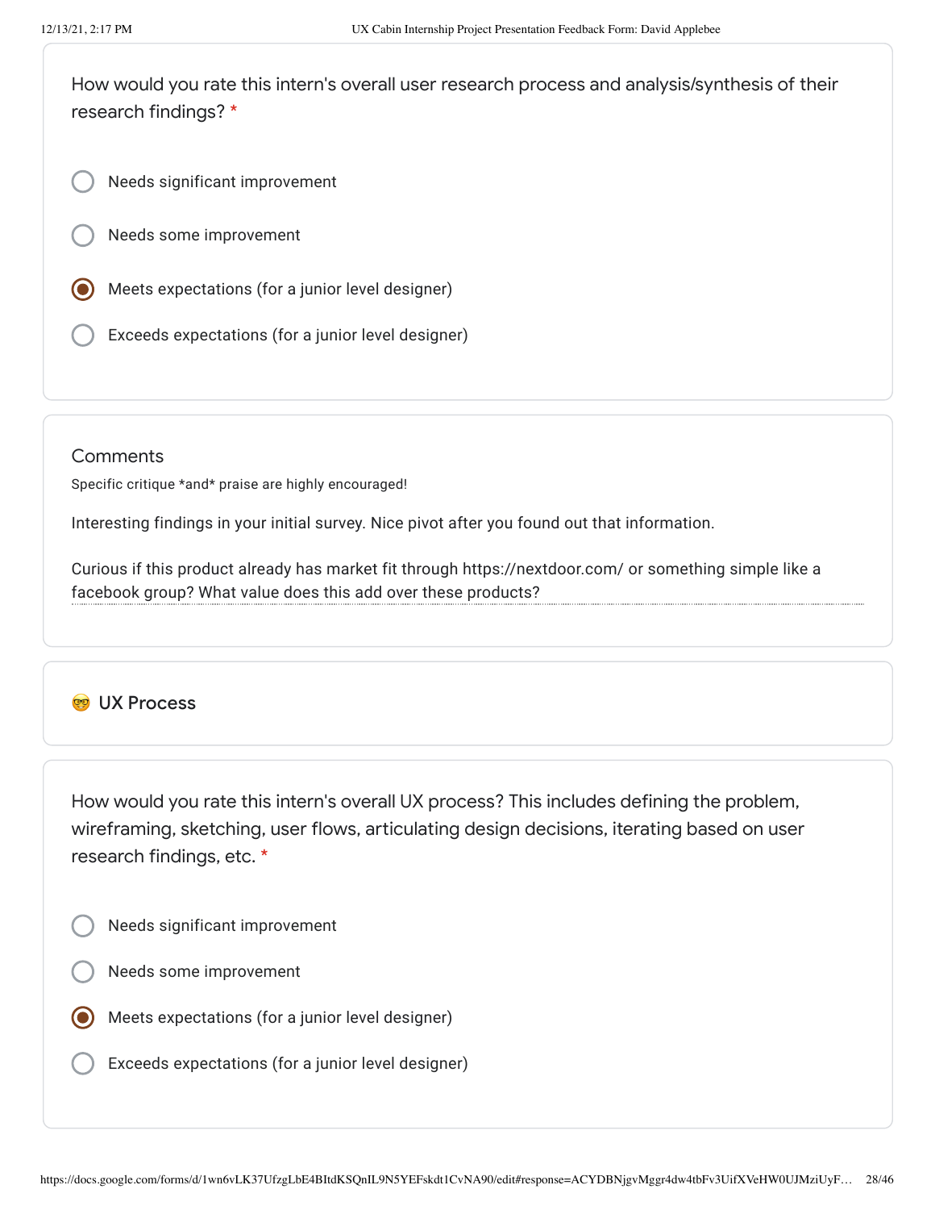How would you rate this intern's overall user research process and analysis/synthesis of their research findings? *

- ○ Needs significant improvement
- ○ Needs some improvement
- ● Meets expectations (for a junior level designer)
- ○ Exceeds expectations (for a junior level designer)

Comments

Specific critique *and* praise are highly encouraged!

Interesting findings in your initial survey. Nice pivot after you found out that information.

Curious if this product already has market fit through https://nextdoor.com/ or something simple like a facebook group? What value does this add over these products?

## 🤓 UX Process

How would you rate this intern's overall UX process? This includes defining the problem, wireframing, sketching, user flows, articulating design decisions, iterating based on user research findings, etc. *

- ○ Needs significant improvement
- ○ Needs some improvement
- ● Meets expectations (for a junior level designer)
- ○ Exceeds expectations (for a junior level designer)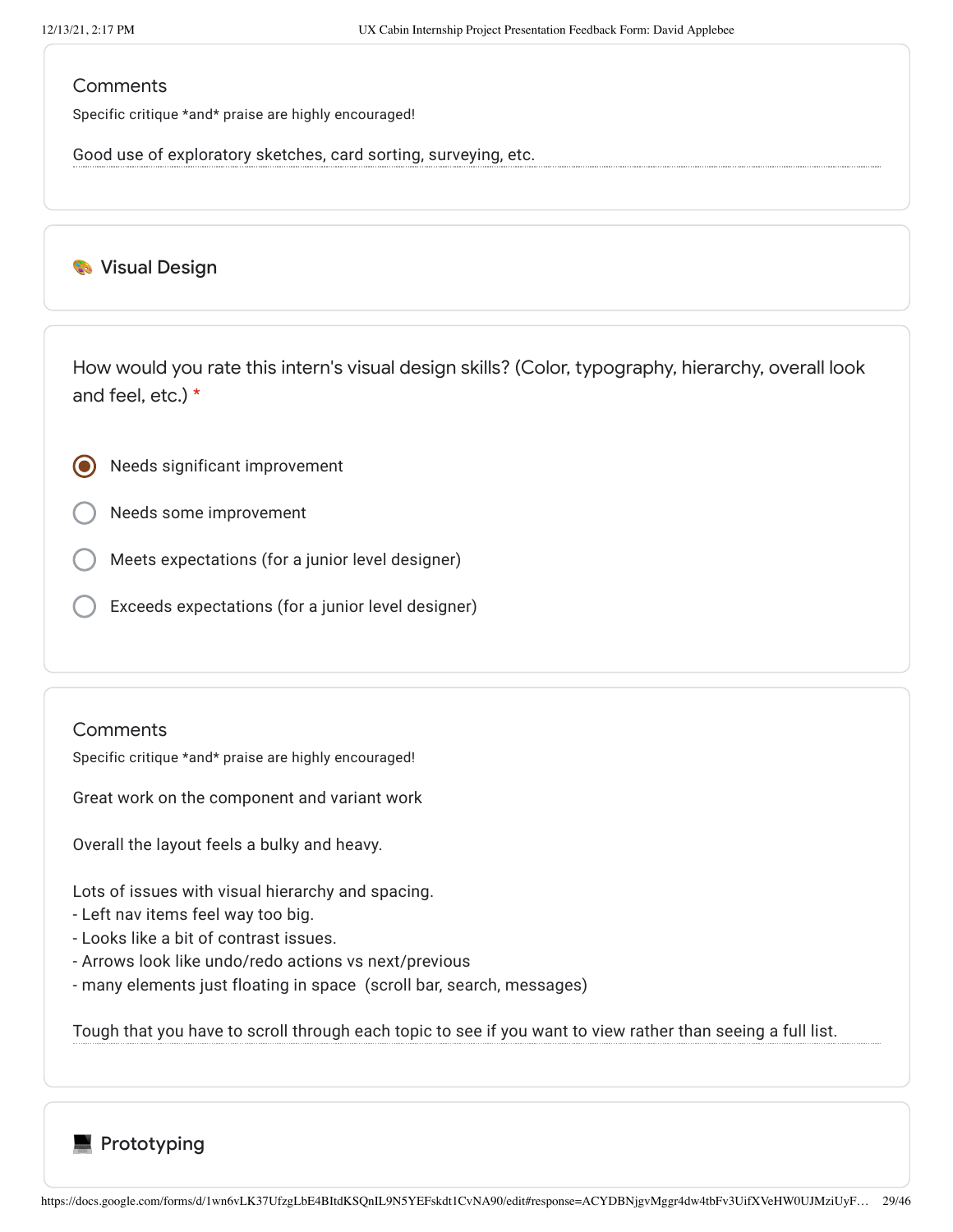Comments

Specific critique *and* praise are highly encouraged!

Good use of exploratory sketches, card sorting, surveying, etc.

## 🎨 Visual Design

How would you rate this intern's visual design skills? (Color, typography, hierarchy, overall look and feel, etc.) *

- (●) Needs significant improvement
- ( ) Needs some improvement
- ( ) Meets expectations (for a junior level designer)
- ( ) Exceeds expectations (for a junior level designer)

Comments

Specific critique *and* praise are highly encouraged!

Great work on the component and variant work

Overall the layout feels a bulky and heavy.

Lots of issues with visual hierarchy and spacing.
- Left nav items feel way too big.
- Looks like a bit of contrast issues.
- Arrows look like undo/redo actions vs next/previous
- many elements just floating in space  (scroll bar, search, messages)

Tough that you have to scroll through each topic to see if you want to view rather than seeing a full list.

## 💻 Prototyping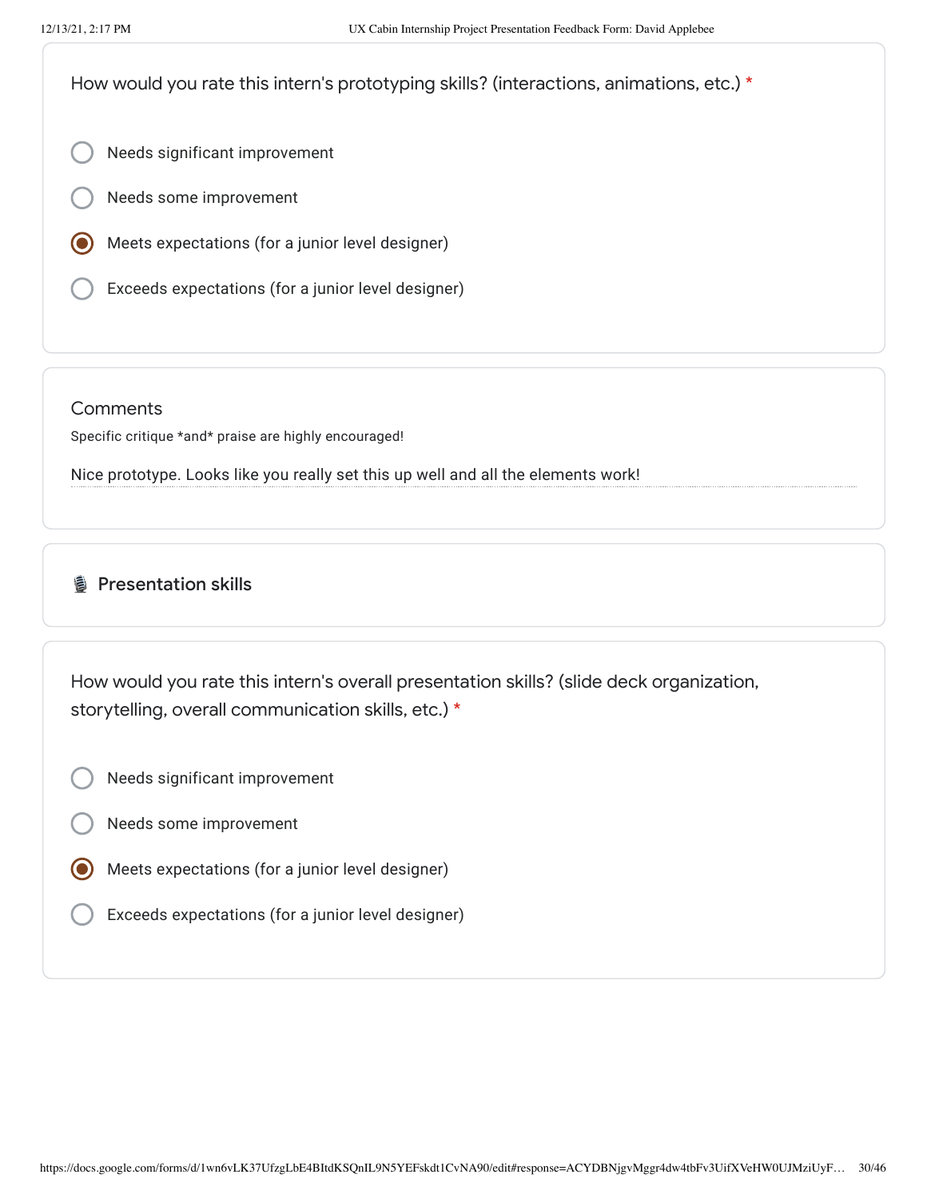How would you rate this intern's prototyping skills? (interactions, animations, etc.) *

- ○ Needs significant improvement
- ○ Needs some improvement
- ◉ Meets expectations (for a junior level designer)
- ○ Exceeds expectations (for a junior level designer)

Comments

Specific critique *and* praise are highly encouraged!

Nice prototype. Looks like you really set this up well and all the elements work!

## 🎙️ Presentation skills

How would you rate this intern's overall presentation skills? (slide deck organization, storytelling, overall communication skills, etc.) *

- ○ Needs significant improvement
- ○ Needs some improvement
- ◉ Meets expectations (for a junior level designer)
- ○ Exceeds expectations (for a junior level designer)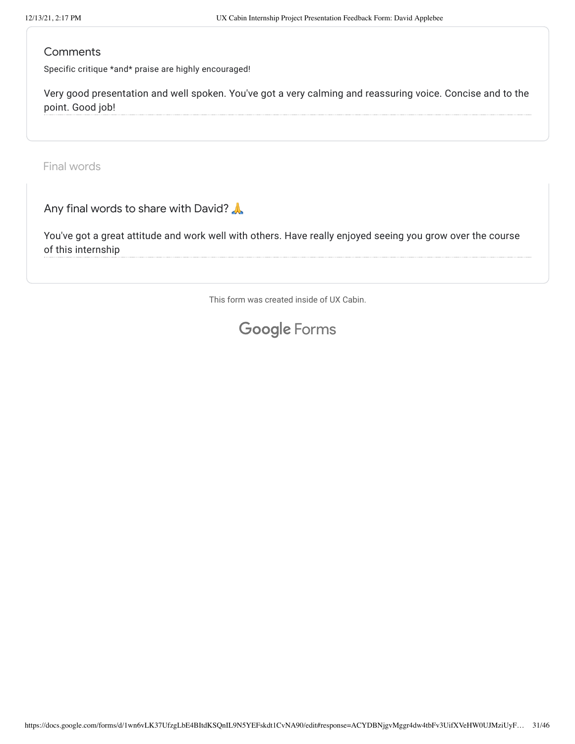## Comments

Specific critique *and* praise are highly encouraged!

Very good presentation and well spoken. You've got a very calming and reassuring voice. Concise and to the point. Good job!

## Final words

Any final words to share with David? 🙏

You've got a great attitude and work well with others. Have really enjoyed seeing you grow over the course of this internship

This form was created inside of UX Cabin.

Google Forms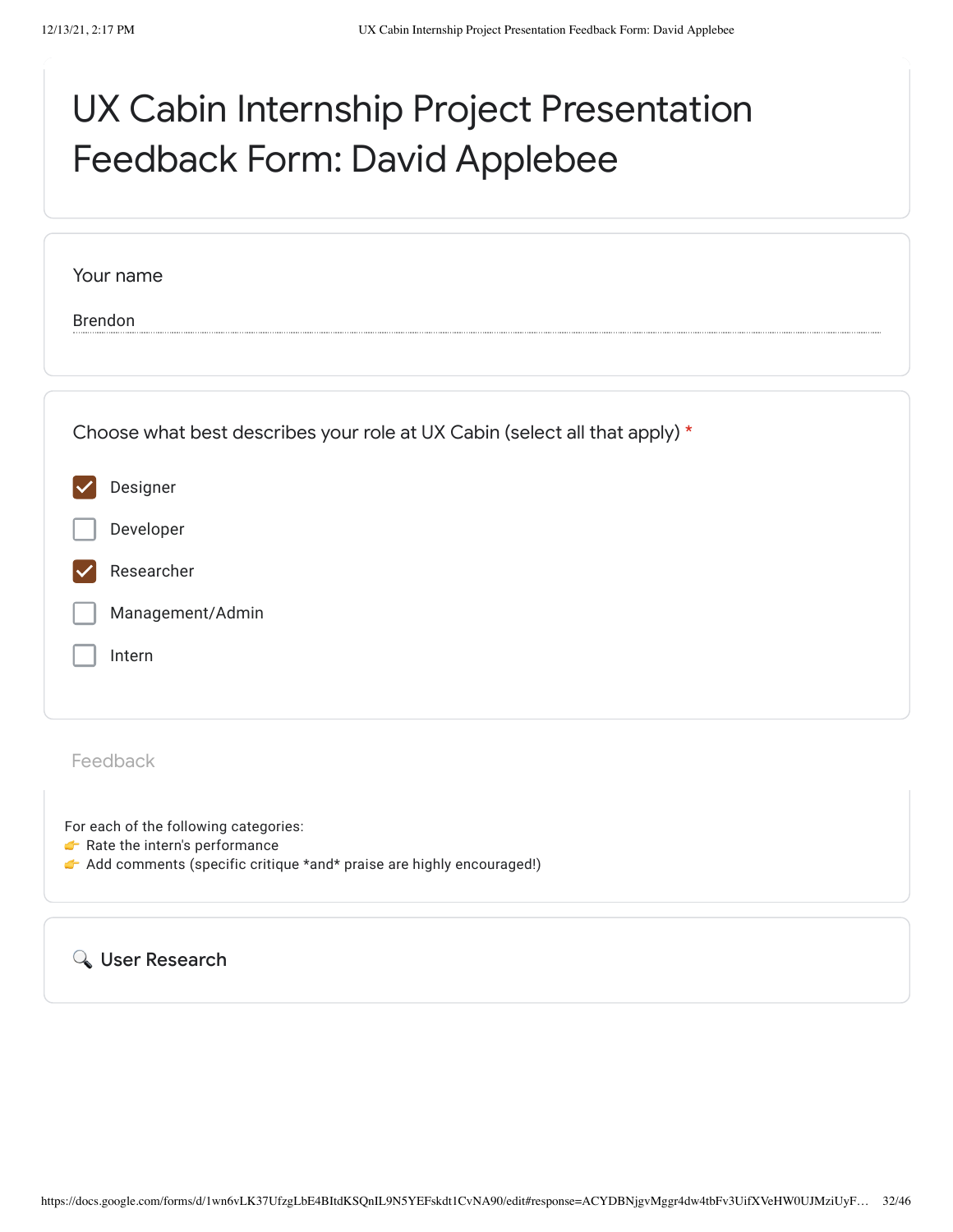# UX Cabin Internship Project Presentation Feedback Form: David Applebee

Your name

Brendon

Choose what best describes your role at UX Cabin (select all that apply) *

- [x] Designer
- [ ] Developer
- [x] Researcher
- [ ] Management/Admin
- [ ] Intern

Feedback

For each of the following categories:
👉 Rate the intern's performance
👉 Add comments (specific critique *and* praise are highly encouraged!)

## 🔍 User Research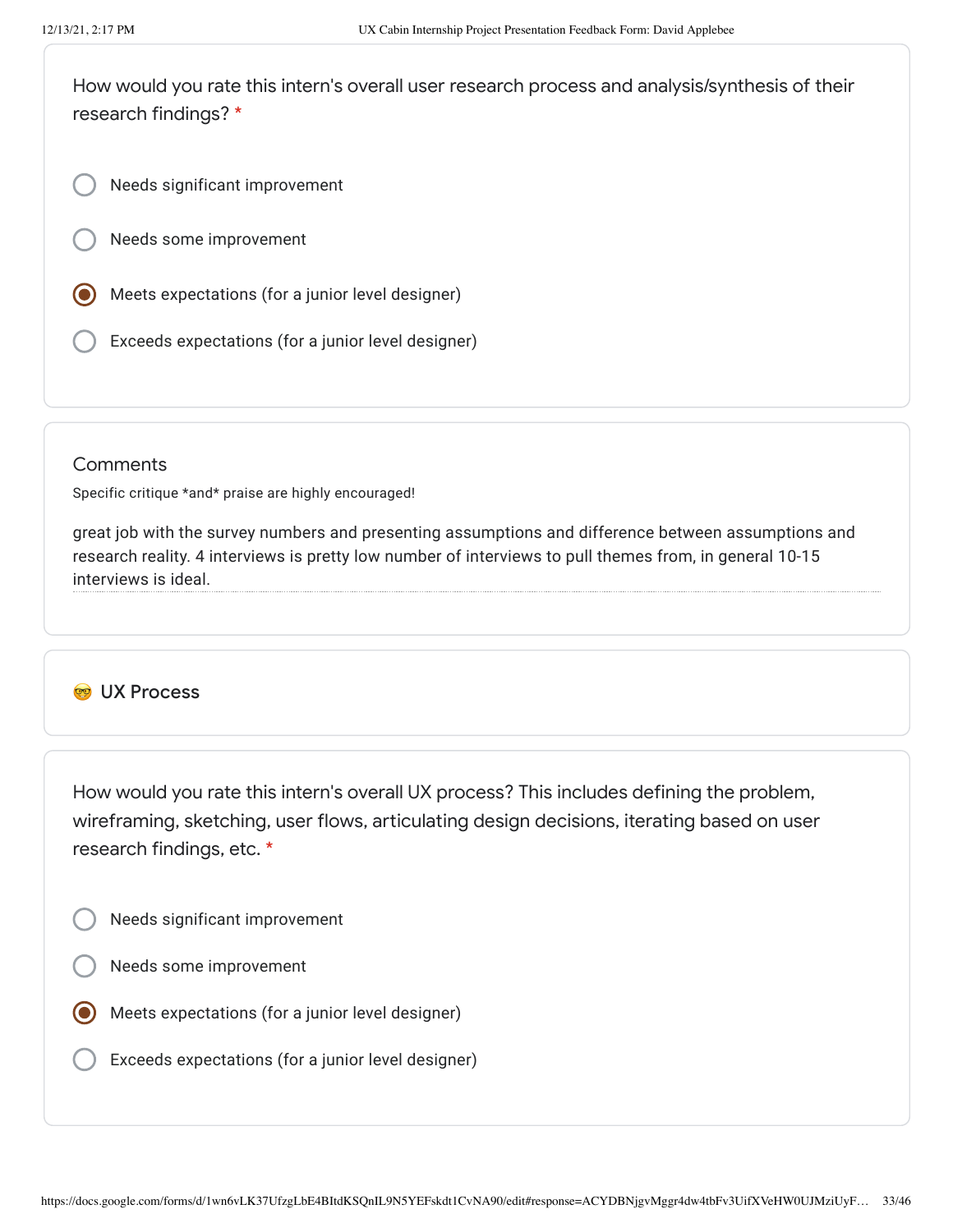How would you rate this intern's overall user research process and analysis/synthesis of their research findings? *

- ○ Needs significant improvement
- ○ Needs some improvement
- ◉ Meets expectations (for a junior level designer)
- ○ Exceeds expectations (for a junior level designer)

Comments

Specific critique *and* praise are highly encouraged!

great job with the survey numbers and presenting assumptions and difference between assumptions and research reality. 4 interviews is pretty low number of interviews to pull themes from, in general 10-15 interviews is ideal.

## 🤓 UX Process

How would you rate this intern's overall UX process? This includes defining the problem, wireframing, sketching, user flows, articulating design decisions, iterating based on user research findings, etc. *

- ○ Needs significant improvement
- ○ Needs some improvement
- ◉ Meets expectations (for a junior level designer)
- ○ Exceeds expectations (for a junior level designer)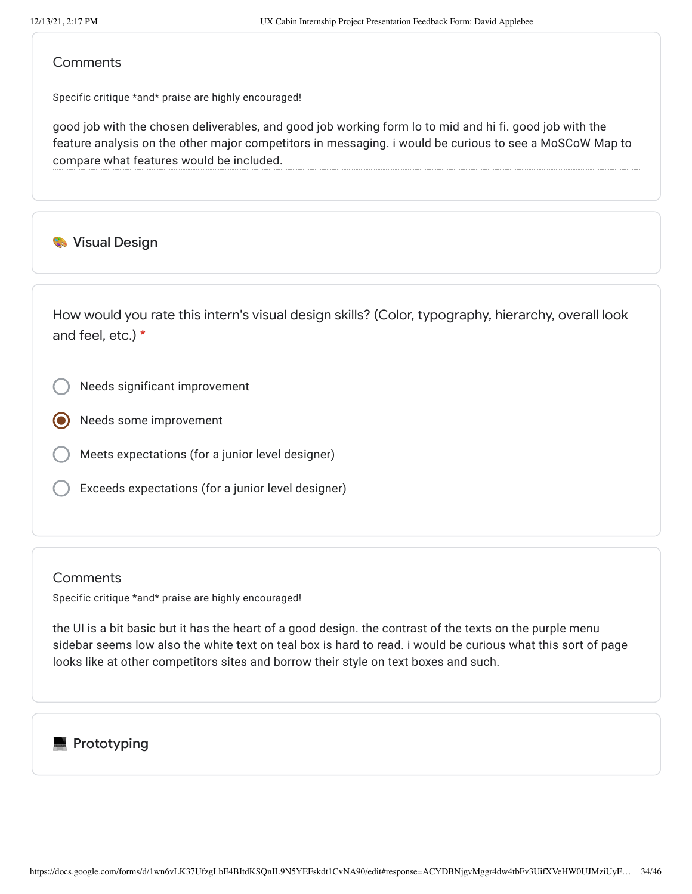### Comments

Specific critique *and* praise are highly encouraged!

good job with the chosen deliverables, and good job working form lo to mid and hi fi. good job with the feature analysis on the other major competitors in messaging. i would be curious to see a MoSCoW Map to compare what features would be included.

## 🎨 Visual Design

How would you rate this intern's visual design skills? (Color, typography, hierarchy, overall look and feel, etc.) *

- ○ Needs significant improvement
- ◉ Needs some improvement
- ○ Meets expectations (for a junior level designer)
- ○ Exceeds expectations (for a junior level designer)

### Comments

Specific critique *and* praise are highly encouraged!

the UI is a bit basic but it has the heart of a good design. the contrast of the texts on the purple menu sidebar seems low also the white text on teal box is hard to read. i would be curious what this sort of page looks like at other competitors sites and borrow their style on text boxes and such.

## 💻 Prototyping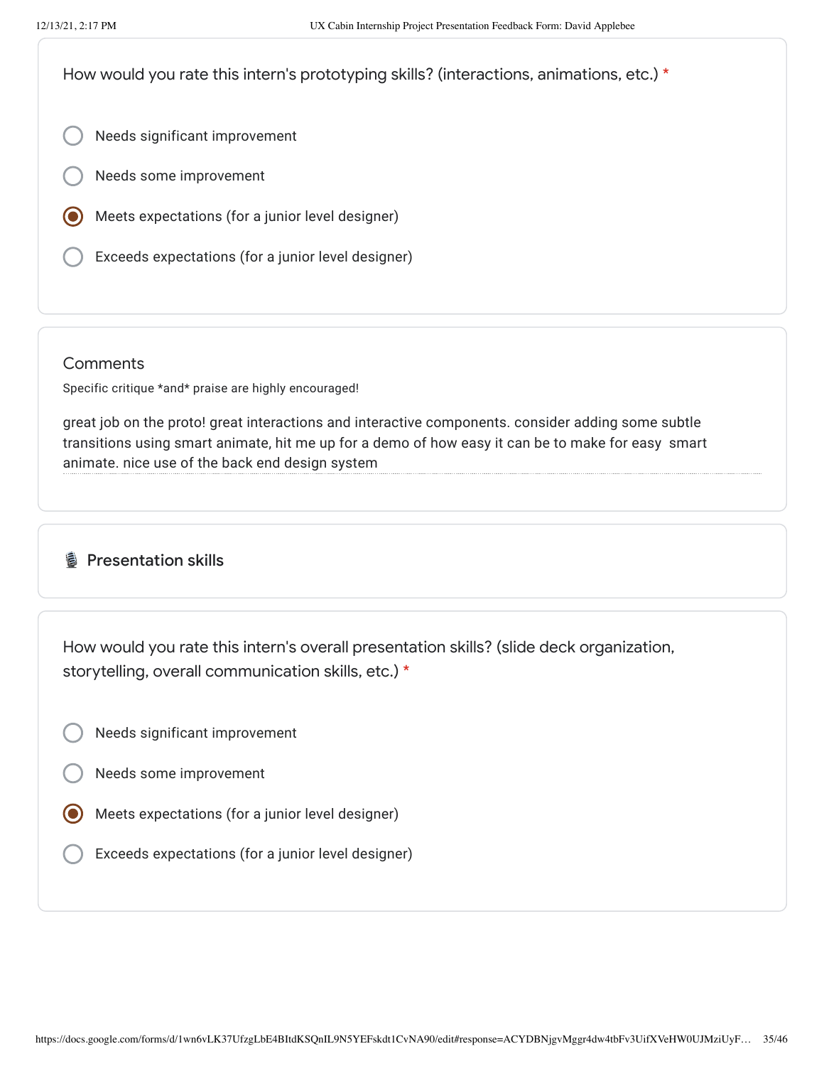How would you rate this intern's prototyping skills? (interactions, animations, etc.) *

- ○ Needs significant improvement
- ○ Needs some improvement
- ◉ Meets expectations (for a junior level designer)
- ○ Exceeds expectations (for a junior level designer)

Comments

Specific critique *and* praise are highly encouraged!

great job on the proto! great interactions and interactive components. consider adding some subtle transitions using smart animate, hit me up for a demo of how easy it can be to make for easy  smart animate. nice use of the back end design system

## 🎙️ Presentation skills

How would you rate this intern's overall presentation skills? (slide deck organization, storytelling, overall communication skills, etc.) *

- ○ Needs significant improvement
- ○ Needs some improvement
- ◉ Meets expectations (for a junior level designer)
- ○ Exceeds expectations (for a junior level designer)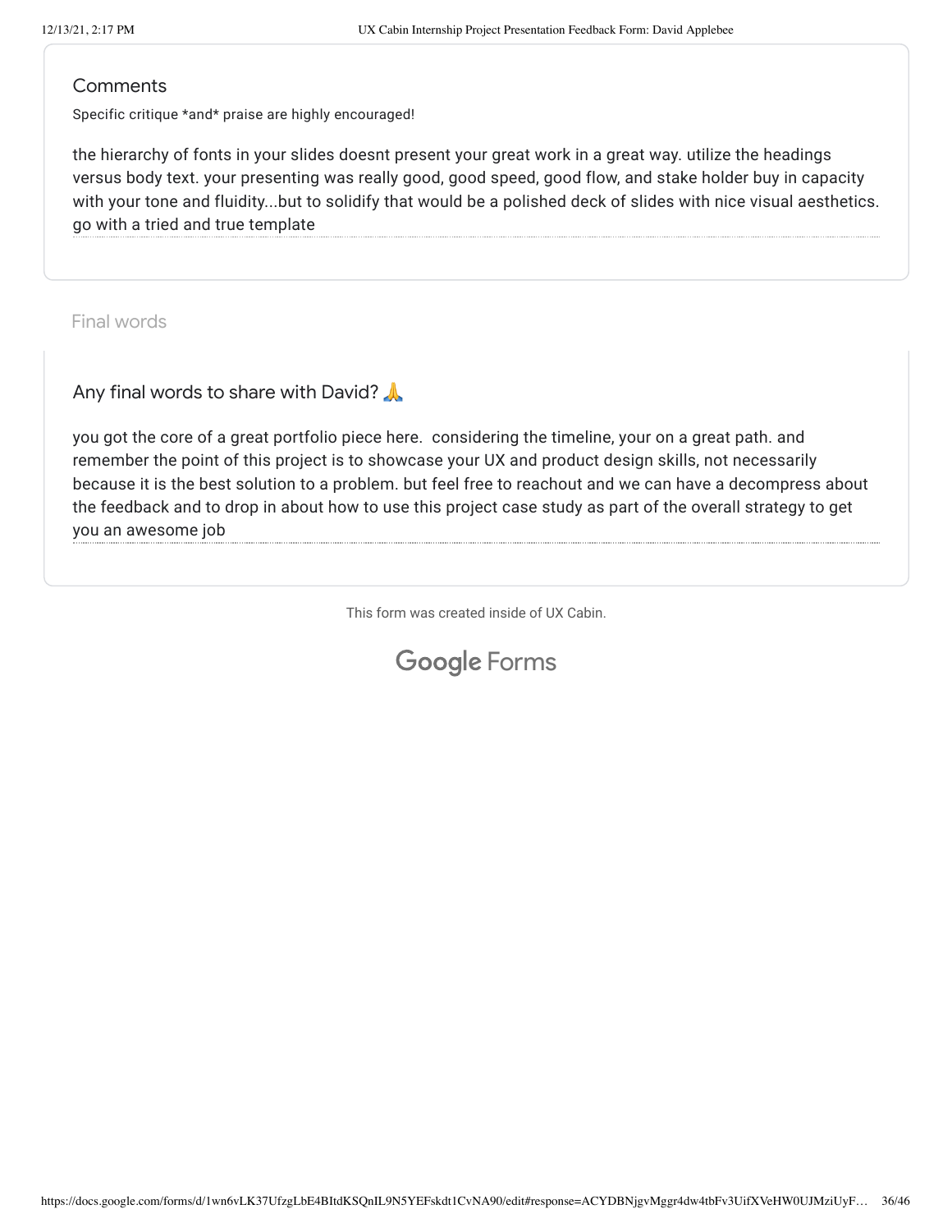### Comments

Specific critique *and* praise are highly encouraged!

the hierarchy of fonts in your slides doesnt present your great work in a great way. utilize the headings versus body text. your presenting was really good, good speed, good flow, and stake holder buy in capacity with your tone and fluidity...but to solidify that would be a polished deck of slides with nice visual aesthetics. go with a tried and true template

## Final words

### Any final words to share with David? 🙏

you got the core of a great portfolio piece here.  considering the timeline, your on a great path. and remember the point of this project is to showcase your UX and product design skills, not necessarily because it is the best solution to a problem. but feel free to reachout and we can have a decompress about the feedback and to drop in about how to use this project case study as part of the overall strategy to get you an awesome job

This form was created inside of UX Cabin.

Google Forms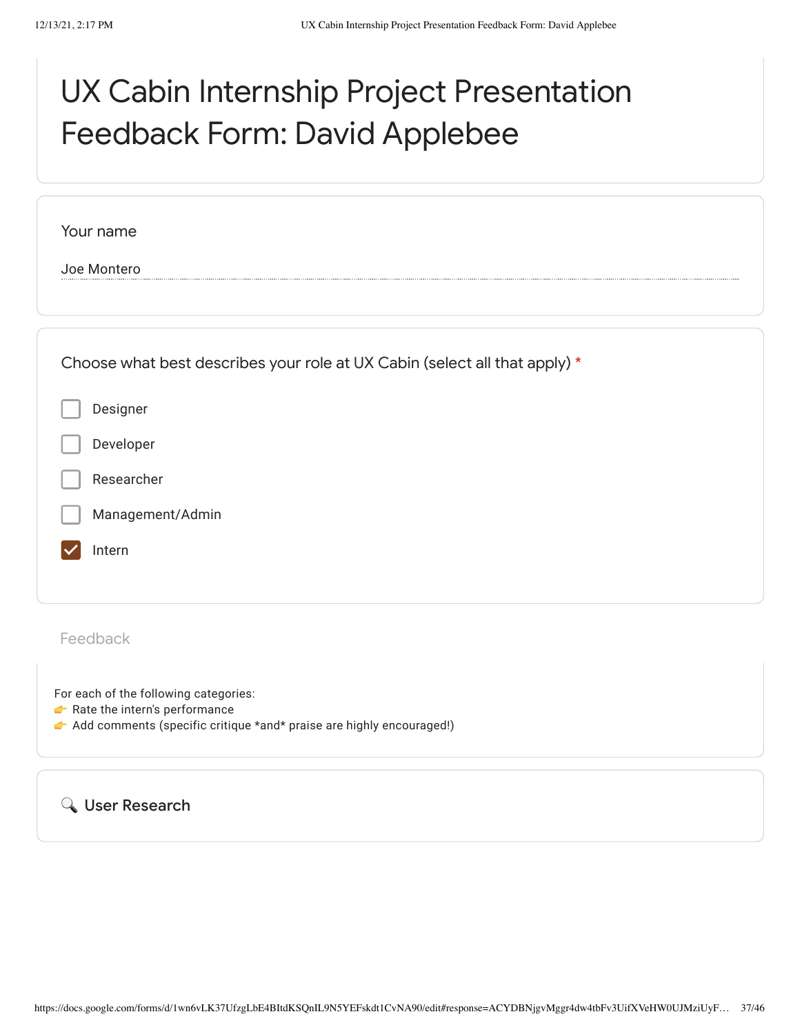# UX Cabin Internship Project Presentation Feedback Form: David Applebee

Your name

Joe Montero

Choose what best describes your role at UX Cabin (select all that apply) *

- [ ] Designer
- [ ] Developer
- [ ] Researcher
- [ ] Management/Admin
- [x] Intern

Feedback

For each of the following categories:
👉 Rate the intern's performance
👉 Add comments (specific critique *and* praise are highly encouraged!)

## 🔍 User Research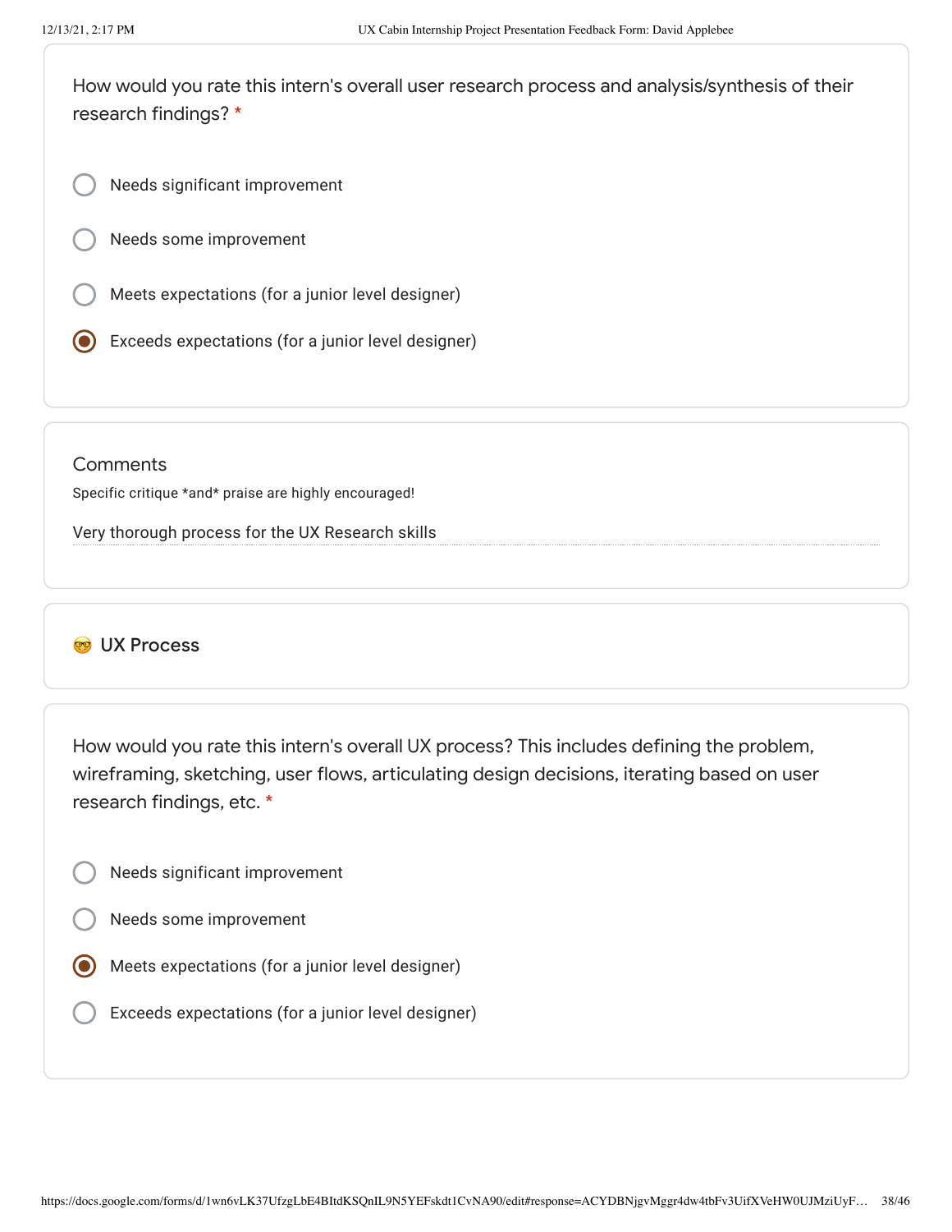How would you rate this intern's overall user research process and analysis/synthesis of their research findings? *

- ○ Needs significant improvement
- ○ Needs some improvement
- ○ Meets expectations (for a junior level designer)
- ◉ Exceeds expectations (for a junior level designer)

Comments

Specific critique *and* praise are highly encouraged!

Very thorough process for the UX Research skills

## 🤓 UX Process

How would you rate this intern's overall UX process? This includes defining the problem, wireframing, sketching, user flows, articulating design decisions, iterating based on user research findings, etc. *

- ○ Needs significant improvement
- ○ Needs some improvement
- ◉ Meets expectations (for a junior level designer)
- ○ Exceeds expectations (for a junior level designer)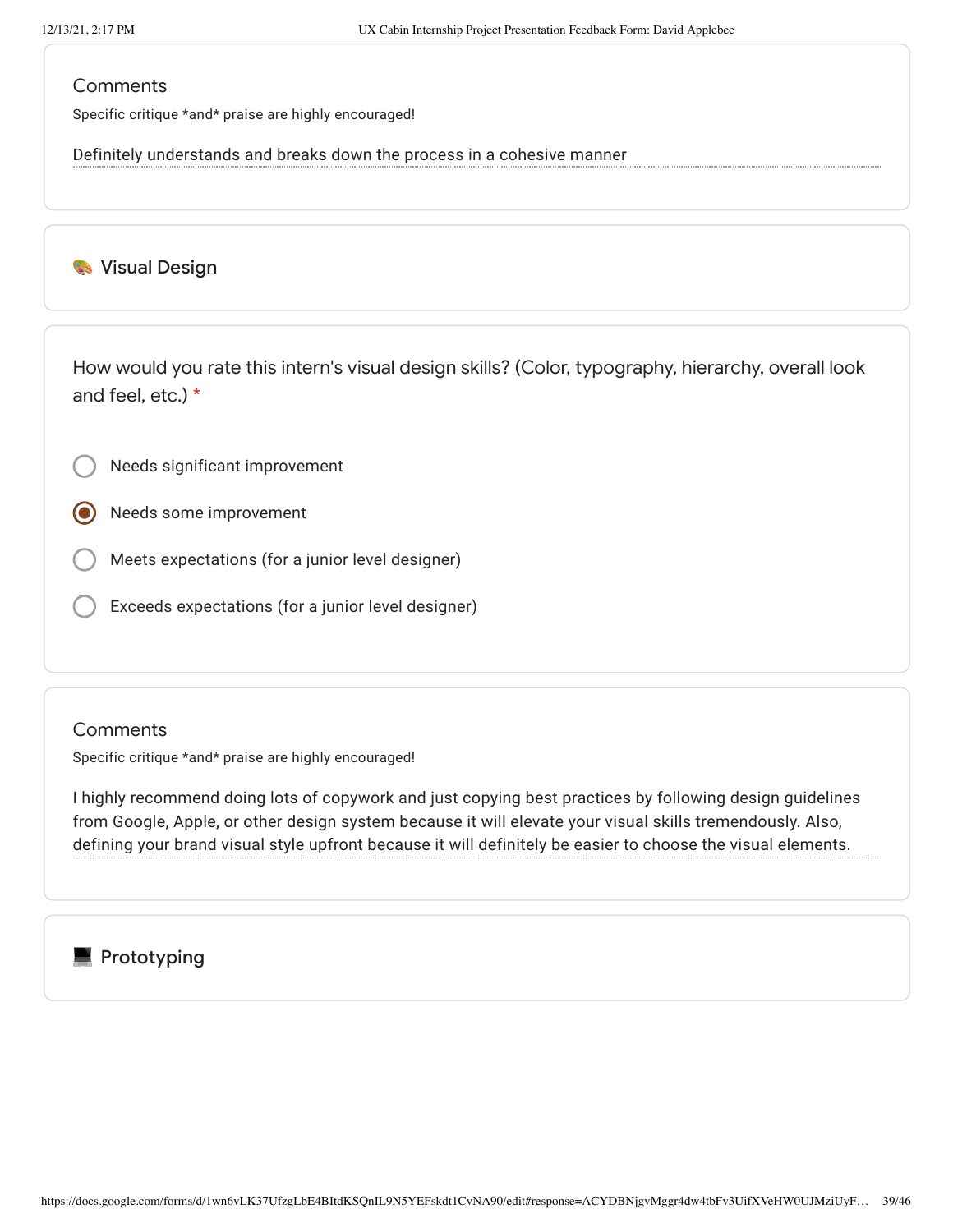Comments

Specific critique *and* praise are highly encouraged!

Definitely understands and breaks down the process in a cohesive manner

## 🎨 Visual Design

How would you rate this intern's visual design skills? (Color, typography, hierarchy, overall look and feel, etc.) *

- ○ Needs significant improvement
- ◉ Needs some improvement
- ○ Meets expectations (for a junior level designer)
- ○ Exceeds expectations (for a junior level designer)

Comments

Specific critique *and* praise are highly encouraged!

I highly recommend doing lots of copywork and just copying best practices by following design guidelines from Google, Apple, or other design system because it will elevate your visual skills tremendously. Also, defining your brand visual style upfront because it will definitely be easier to choose the visual elements.

## 💻 Prototyping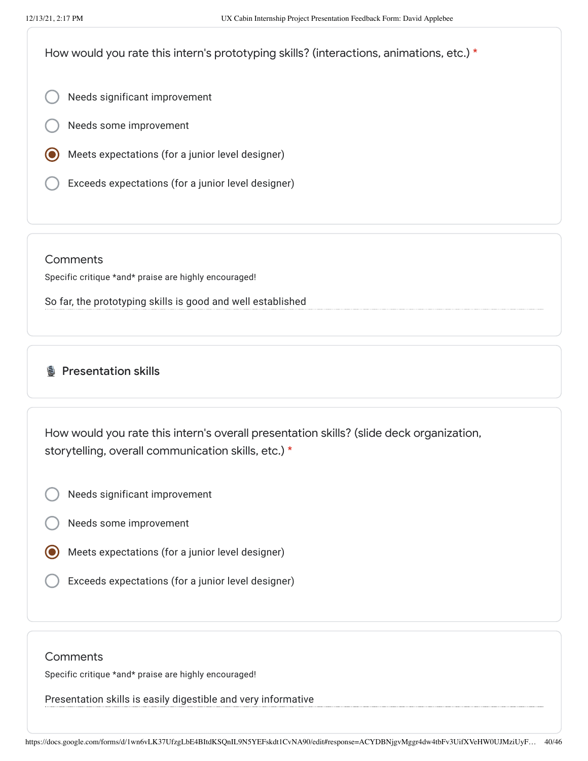How would you rate this intern's prototyping skills? (interactions, animations, etc.) *

- ○ Needs significant improvement
- ○ Needs some improvement
- ◉ Meets expectations (for a junior level designer)
- ○ Exceeds expectations (for a junior level designer)

Comments

Specific critique *and* praise are highly encouraged!

So far, the prototyping skills is good and well established

## 🎙️ Presentation skills

How would you rate this intern's overall presentation skills? (slide deck organization, storytelling, overall communication skills, etc.) *

- ○ Needs significant improvement
- ○ Needs some improvement
- ◉ Meets expectations (for a junior level designer)
- ○ Exceeds expectations (for a junior level designer)

Comments

Specific critique *and* praise are highly encouraged!

Presentation skills is easily digestible and very informative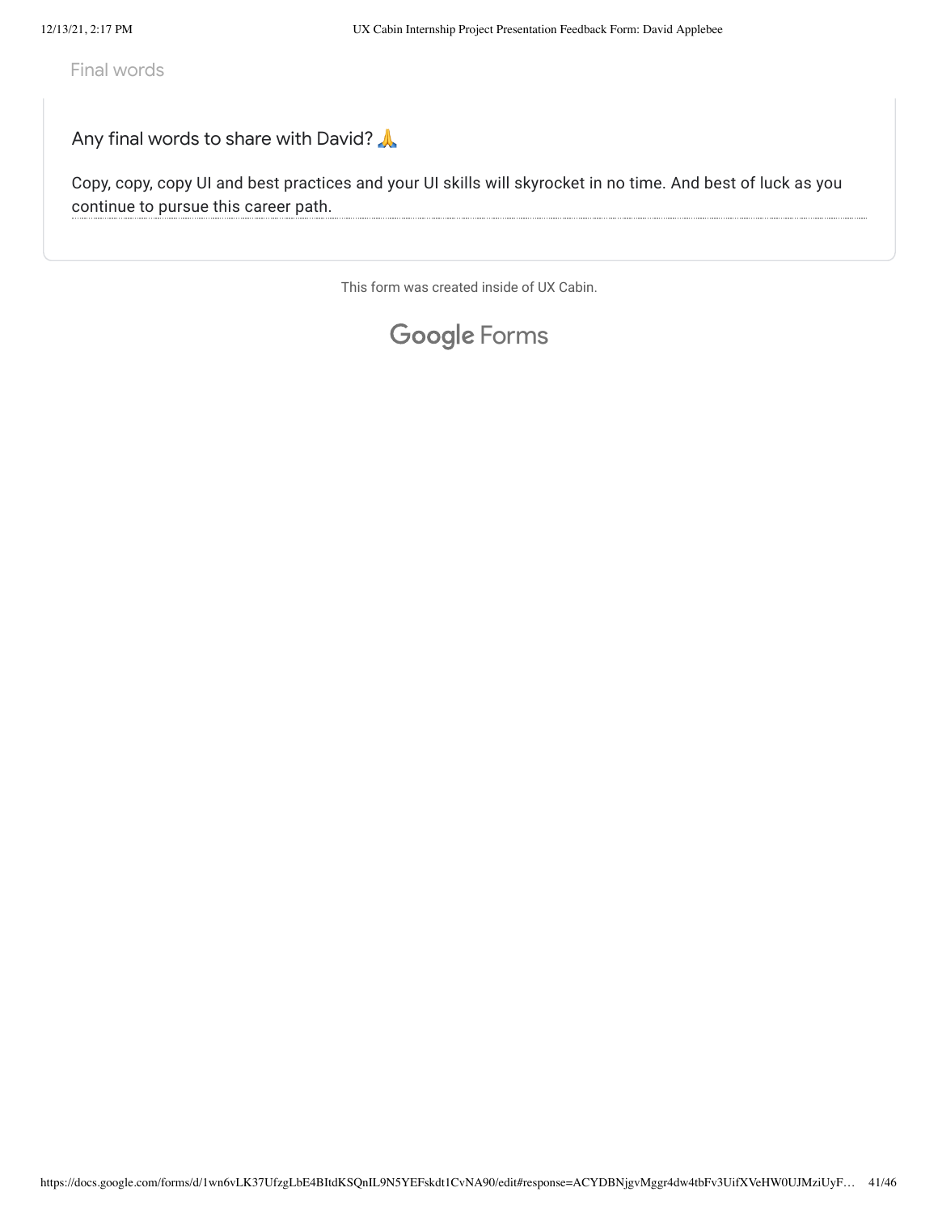Final words

Any final words to share with David? 🙏

Copy, copy, copy UI and best practices and your UI skills will skyrocket in no time. And best of luck as you continue to pursue this career path.

This form was created inside of UX Cabin.

Google Forms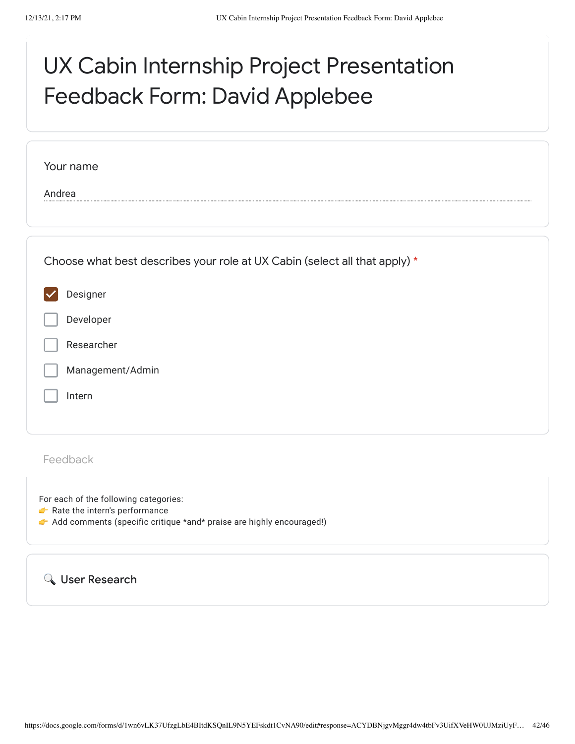# UX Cabin Internship Project Presentation Feedback Form: David Applebee

Your name

Andrea

Choose what best describes your role at UX Cabin (select all that apply) *

- [x] Designer
- [ ] Developer
- [ ] Researcher
- [ ] Management/Admin
- [ ] Intern

Feedback

For each of the following categories:
👉 Rate the intern's performance
👉 Add comments (specific critique *and* praise are highly encouraged!)

## 🔍 User Research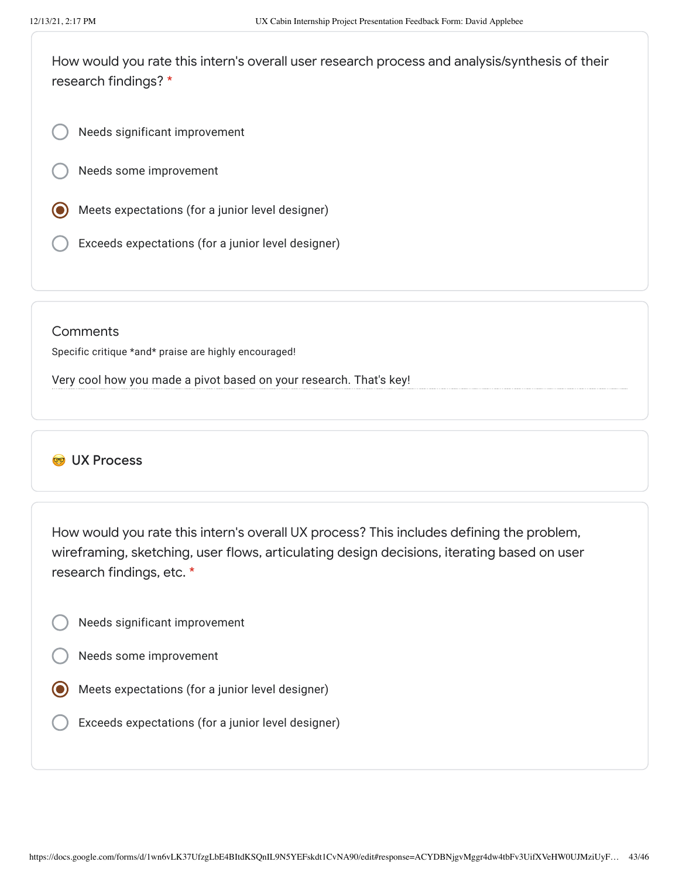How would you rate this intern's overall user research process and analysis/synthesis of their research findings? *

- ○ Needs significant improvement
- ○ Needs some improvement
- ◉ Meets expectations (for a junior level designer)
- ○ Exceeds expectations (for a junior level designer)

Comments

Specific critique *and* praise are highly encouraged!

Very cool how you made a pivot based on your research. That's key!

## 🤓 UX Process

How would you rate this intern's overall UX process? This includes defining the problem, wireframing, sketching, user flows, articulating design decisions, iterating based on user research findings, etc. *

- ○ Needs significant improvement
- ○ Needs some improvement
- ◉ Meets expectations (for a junior level designer)
- ○ Exceeds expectations (for a junior level designer)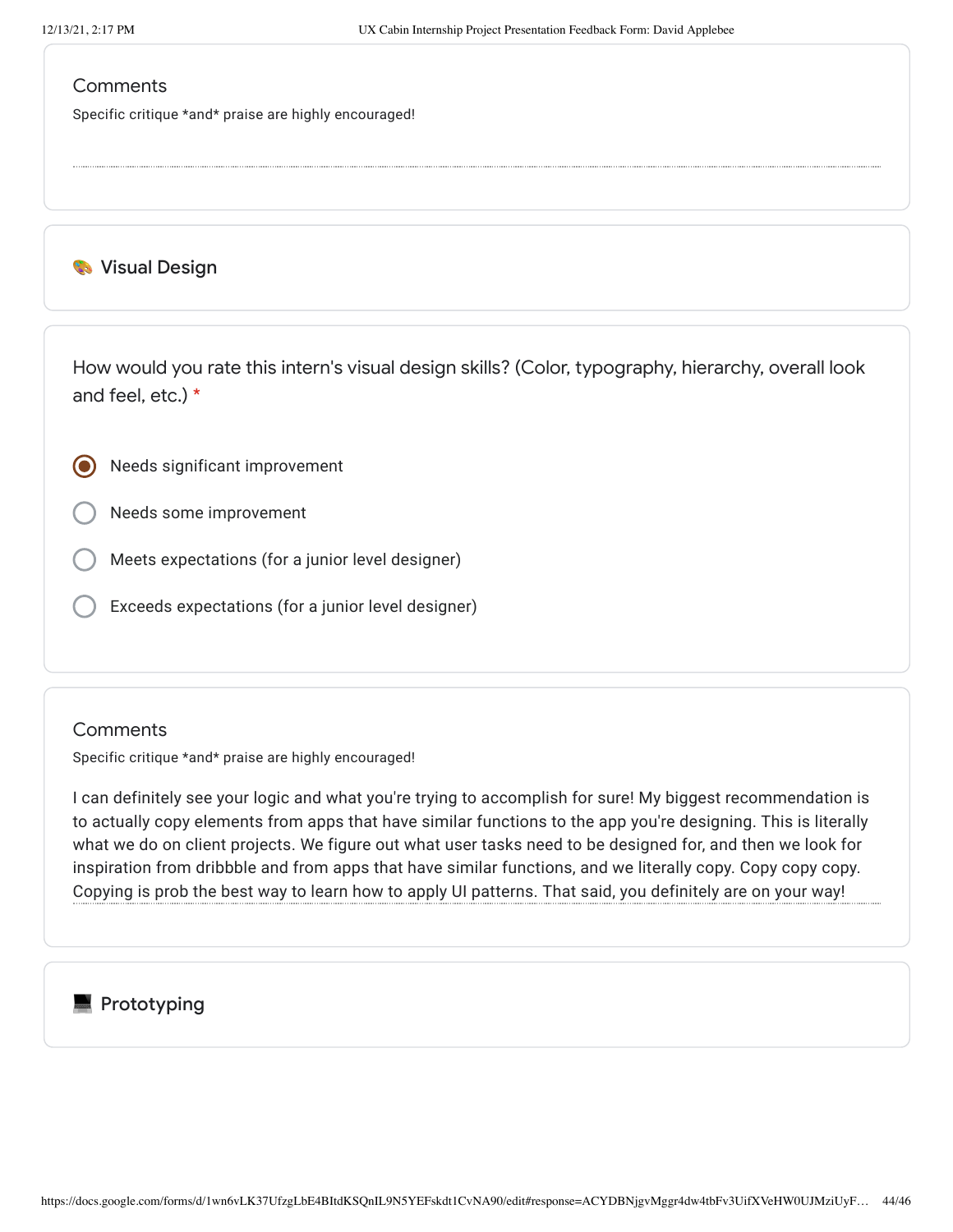## Comments

Specific critique *and* praise are highly encouraged!

## 🎨 Visual Design

How would you rate this intern's visual design skills? (Color, typography, hierarchy, overall look and feel, etc.) *

- (•) Needs significant improvement
- ( ) Needs some improvement
- ( ) Meets expectations (for a junior level designer)
- ( ) Exceeds expectations (for a junior level designer)

## Comments

Specific critique *and* praise are highly encouraged!

I can definitely see your logic and what you're trying to accomplish for sure! My biggest recommendation is to actually copy elements from apps that have similar functions to the app you're designing. This is literally what we do on client projects. We figure out what user tasks need to be designed for, and then we look for inspiration from dribbble and from apps that have similar functions, and we literally copy. Copy copy copy. Copying is prob the best way to learn how to apply UI patterns. That said, you definitely are on your way!

## 💻 Prototyping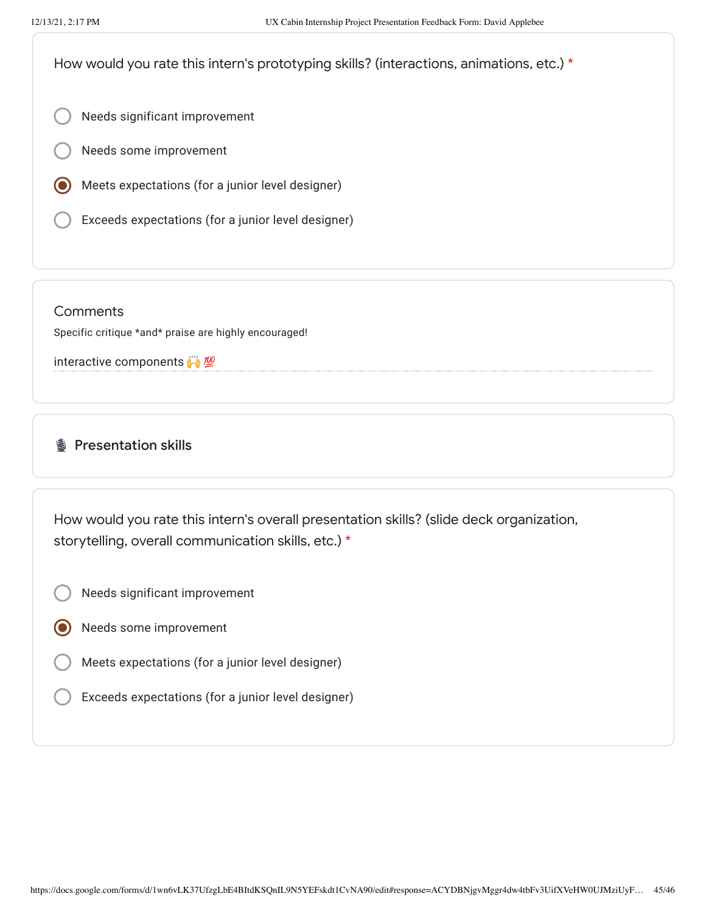How would you rate this intern's prototyping skills? (interactions, animations, etc.) *

- ○ Needs significant improvement
- ○ Needs some improvement
- ◉ Meets expectations (for a junior level designer)
- ○ Exceeds expectations (for a junior level designer)

Comments

Specific critique *and* praise are highly encouraged!

interactive components 🙌 💯

## 🎙️ Presentation skills

How would you rate this intern's overall presentation skills? (slide deck organization, storytelling, overall communication skills, etc.) *

- ○ Needs significant improvement
- ◉ Needs some improvement
- ○ Meets expectations (for a junior level designer)
- ○ Exceeds expectations (for a junior level designer)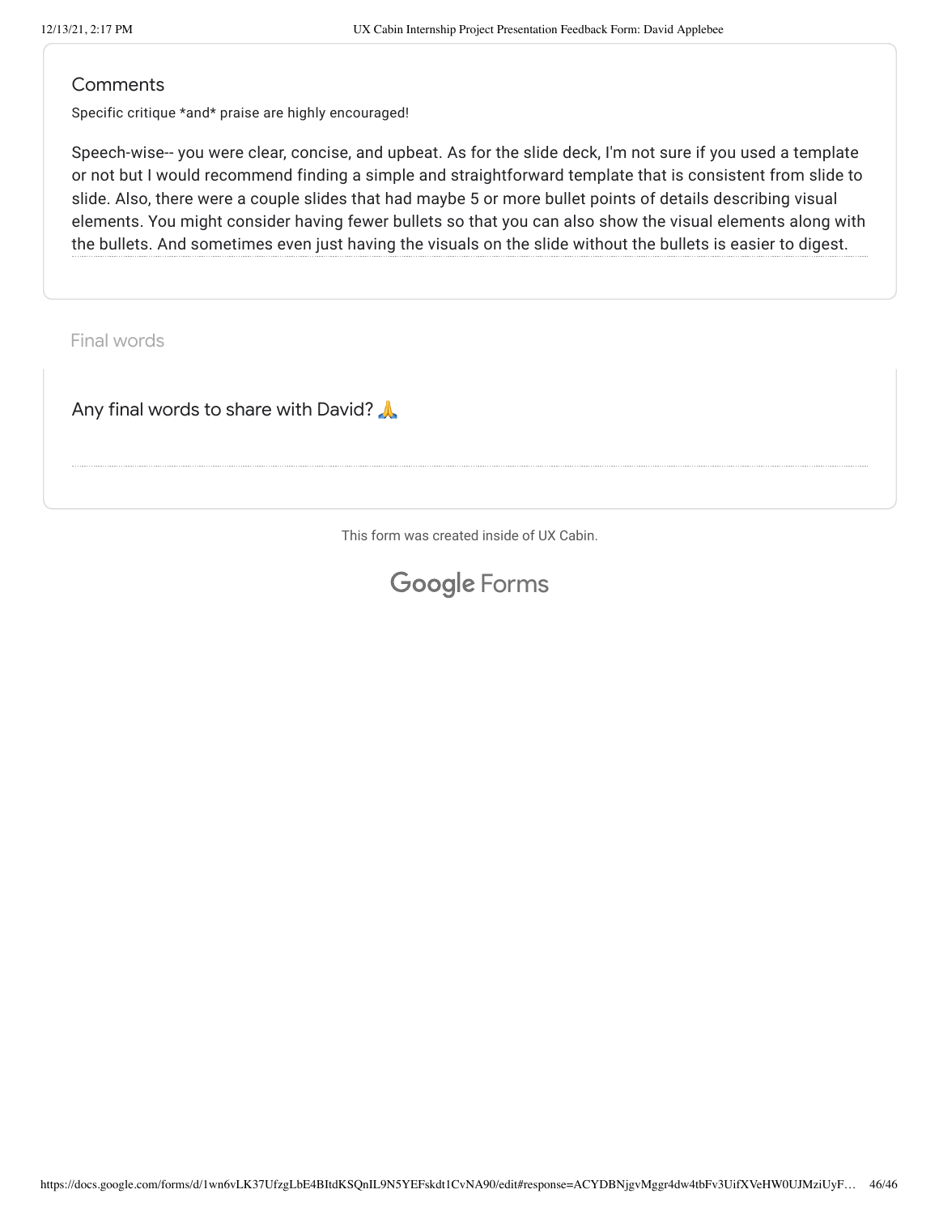### Comments

Specific critique *and* praise are highly encouraged!

Speech-wise-- you were clear, concise, and upbeat. As for the slide deck, I'm not sure if you used a template or not but I would recommend finding a simple and straightforward template that is consistent from slide to slide. Also, there were a couple slides that had maybe 5 or more bullet points of details describing visual elements. You might consider having fewer bullets so that you can also show the visual elements along with the bullets. And sometimes even just having the visuals on the slide without the bullets is easier to digest.

## Final words

### Any final words to share with David? 🙏

This form was created inside of UX Cabin.

Google Forms